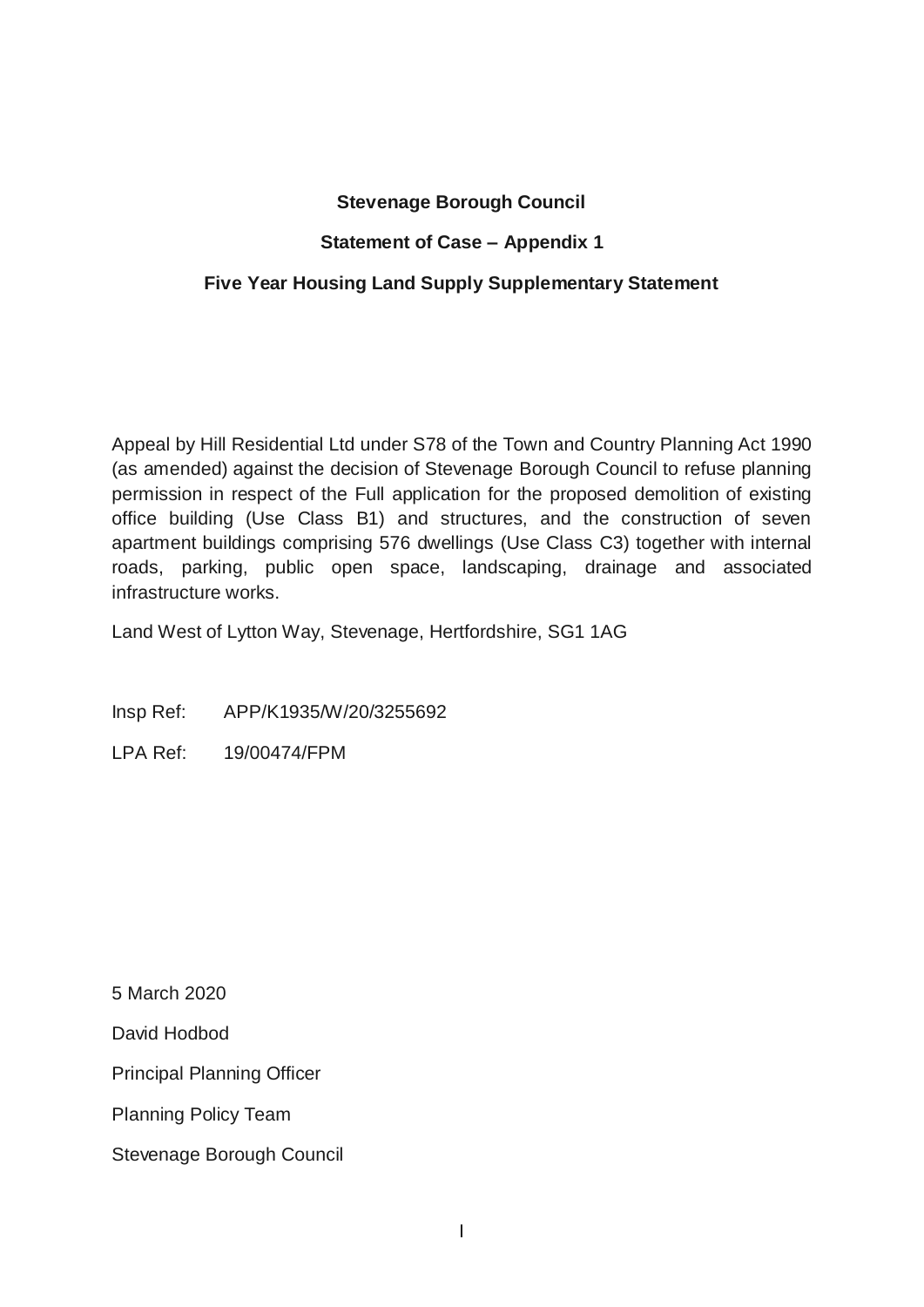**Stevenage Borough Council**

**Statement of Case – Appendix 1**

**Five Year Housing Land Supply Supplementary Statement**

Appeal by Hill Residential Ltd under S78 of the Town and Country Planning Act 1990 (as amended) against the decision of Stevenage Borough Council to refuse planning permission in respect of the Full application for the proposed demolition of existing office building (Use Class B1) and structures, and the construction of seven apartment buildings comprising 576 dwellings (Use Class C3) together with internal roads, parking, public open space, landscaping, drainage and associated infrastructure works.

Land West of Lytton Way, Stevenage, Hertfordshire, SG1 1AG

Insp Ref: APP/K1935/W/20/3255692

LPA Ref: 19/00474/FPM

5 March 2020

David Hodbod

Principal Planning Officer

Planning Policy Team

Stevenage Borough Council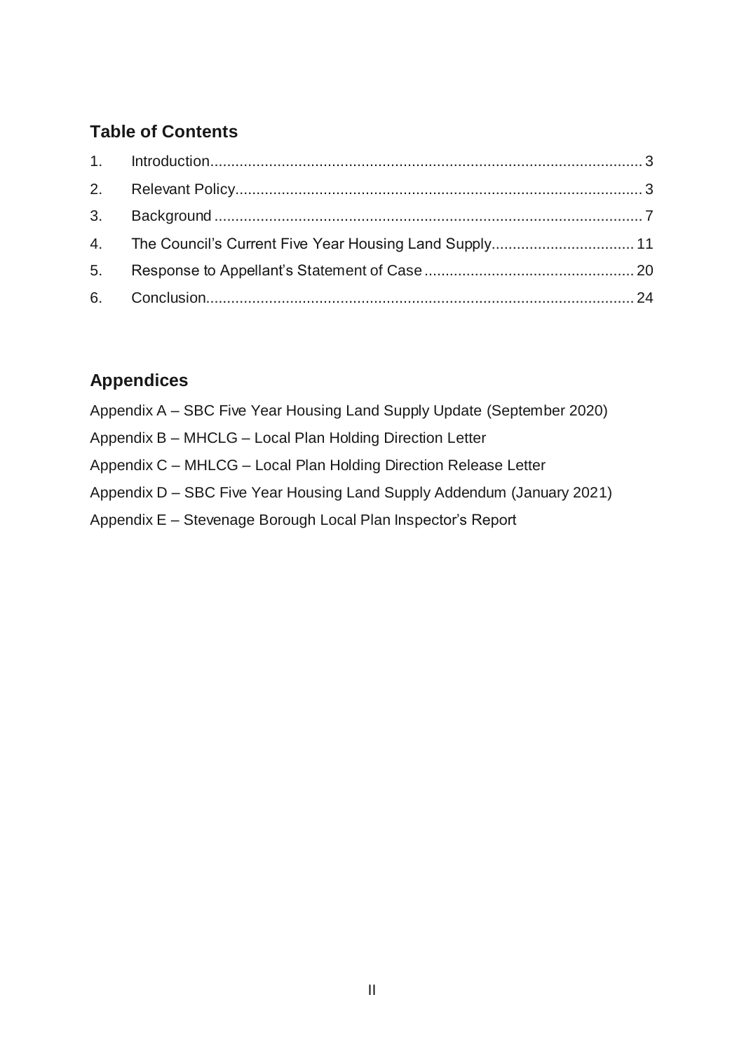## Table of Contents

1. Introduction ........ 3
2. Relevant Policy ........ 3
3. Background ........ 7
4. The Council's Current Five Year Housing Land Supply ........ 11
5. Response to Appellant's Statement of Case ........ 20
6. Conclusion ........ 24

## Appendices

Appendix A – SBC Five Year Housing Land Supply Update (September 2020)

Appendix B – MHCLG – Local Plan Holding Direction Letter

Appendix C – MHLCG – Local Plan Holding Direction Release Letter

Appendix D – SBC Five Year Housing Land Supply Addendum (January 2021)

Appendix E – Stevenage Borough Local Plan Inspector's Report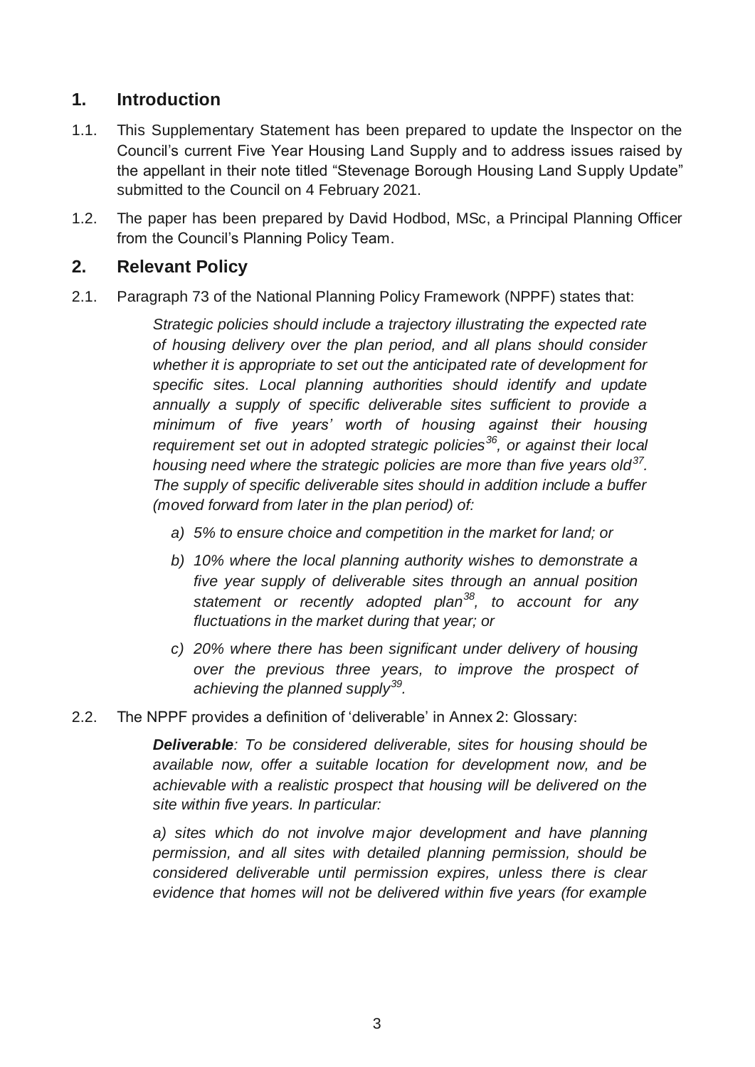## 1. Introduction

1.1. This Supplementary Statement has been prepared to update the Inspector on the Council's current Five Year Housing Land Supply and to address issues raised by the appellant in their note titled "Stevenage Borough Housing Land Supply Update" submitted to the Council on 4 February 2021.

1.2. The paper has been prepared by David Hodbod, MSc, a Principal Planning Officer from the Council's Planning Policy Team.

## 2. Relevant Policy

2.1. Paragraph 73 of the National Planning Policy Framework (NPPF) states that:

> *Strategic policies should include a trajectory illustrating the expected rate of housing delivery over the plan period, and all plans should consider whether it is appropriate to set out the anticipated rate of development for specific sites. Local planning authorities should identify and update annually a supply of specific deliverable sites sufficient to provide a minimum of five years' worth of housing against their housing requirement set out in adopted strategic policies[36], or against their local housing need where the strategic policies are more than five years old[37]. The supply of specific deliverable sites should in addition include a buffer (moved forward from later in the plan period) of:*
>
> *a) 5% to ensure choice and competition in the market for land; or*
>
> *b) 10% where the local planning authority wishes to demonstrate a five year supply of deliverable sites through an annual position statement or recently adopted plan[38], to account for any fluctuations in the market during that year; or*
>
> *c) 20% where there has been significant under delivery of housing over the previous three years, to improve the prospect of achieving the planned supply[39].*

2.2. The NPPF provides a definition of 'deliverable' in Annex 2: Glossary:

> ***Deliverable**: To be considered deliverable, sites for housing should be available now, offer a suitable location for development now, and be achievable with a realistic prospect that housing will be delivered on the site within five years. In particular:*
>
> *a) sites which do not involve major development and have planning permission, and all sites with detailed planning permission, should be considered deliverable until permission expires, unless there is clear evidence that homes will not be delivered within five years (for example*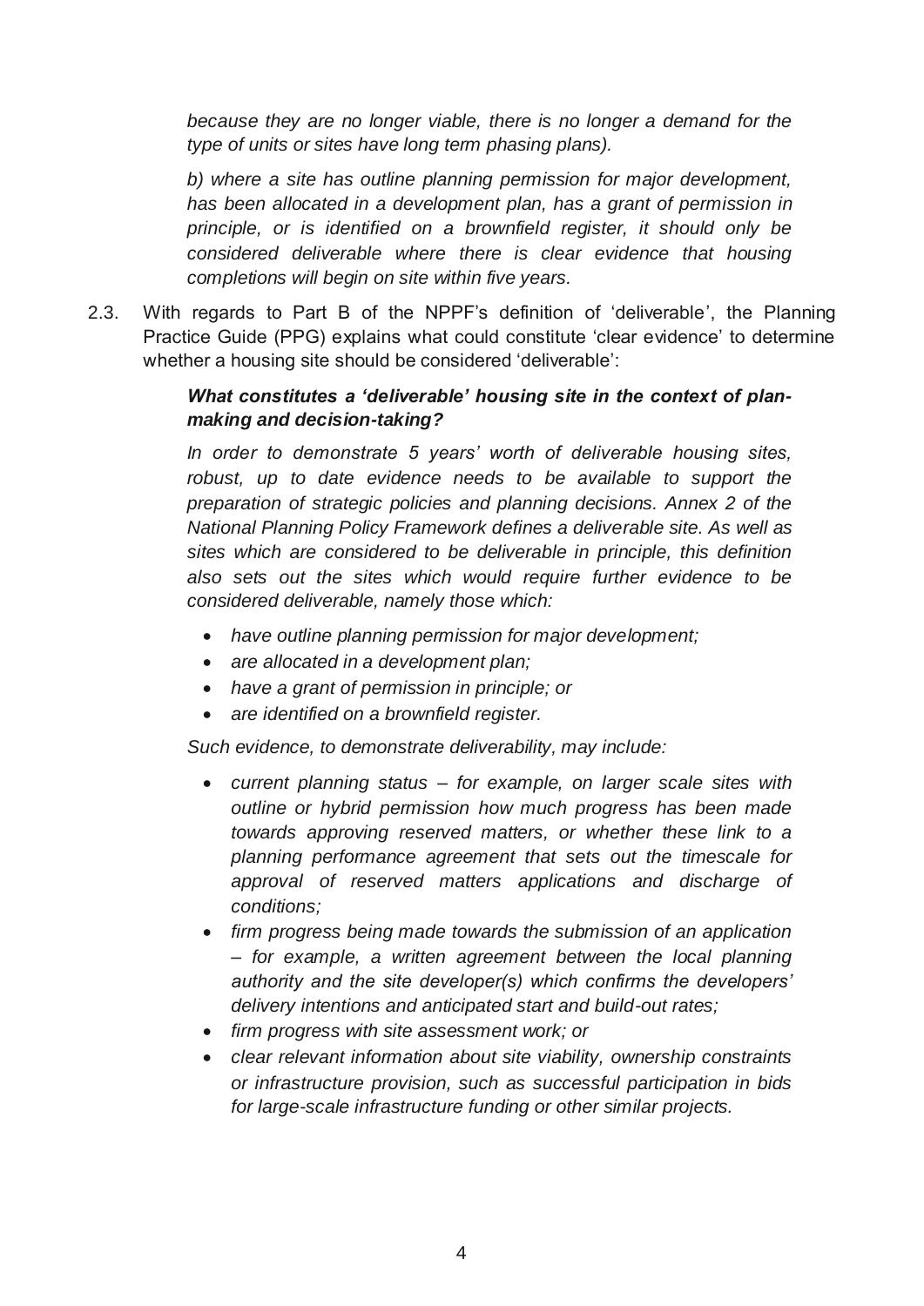*because they are no longer viable, there is no longer a demand for the type of units or sites have long term phasing plans).*

*b) where a site has outline planning permission for major development, has been allocated in a development plan, has a grant of permission in principle, or is identified on a brownfield register, it should only be considered deliverable where there is clear evidence that housing completions will begin on site within five years.*

2.3. With regards to Part B of the NPPF's definition of 'deliverable', the Planning Practice Guide (PPG) explains what could constitute 'clear evidence' to determine whether a housing site should be considered 'deliverable':

***What constitutes a 'deliverable' housing site in the context of plan-making and decision-taking?***

*In order to demonstrate 5 years' worth of deliverable housing sites, robust, up to date evidence needs to be available to support the preparation of strategic policies and planning decisions. Annex 2 of the National Planning Policy Framework defines a deliverable site. As well as sites which are considered to be deliverable in principle, this definition also sets out the sites which would require further evidence to be considered deliverable, namely those which:*

- *have outline planning permission for major development;*
- *are allocated in a development plan;*
- *have a grant of permission in principle; or*
- *are identified on a brownfield register.*

*Such evidence, to demonstrate deliverability, may include:*

- *current planning status – for example, on larger scale sites with outline or hybrid permission how much progress has been made towards approving reserved matters, or whether these link to a planning performance agreement that sets out the timescale for approval of reserved matters applications and discharge of conditions;*
- *firm progress being made towards the submission of an application – for example, a written agreement between the local planning authority and the site developer(s) which confirms the developers' delivery intentions and anticipated start and build-out rates;*
- *firm progress with site assessment work; or*
- *clear relevant information about site viability, ownership constraints or infrastructure provision, such as successful participation in bids for large-scale infrastructure funding or other similar projects.*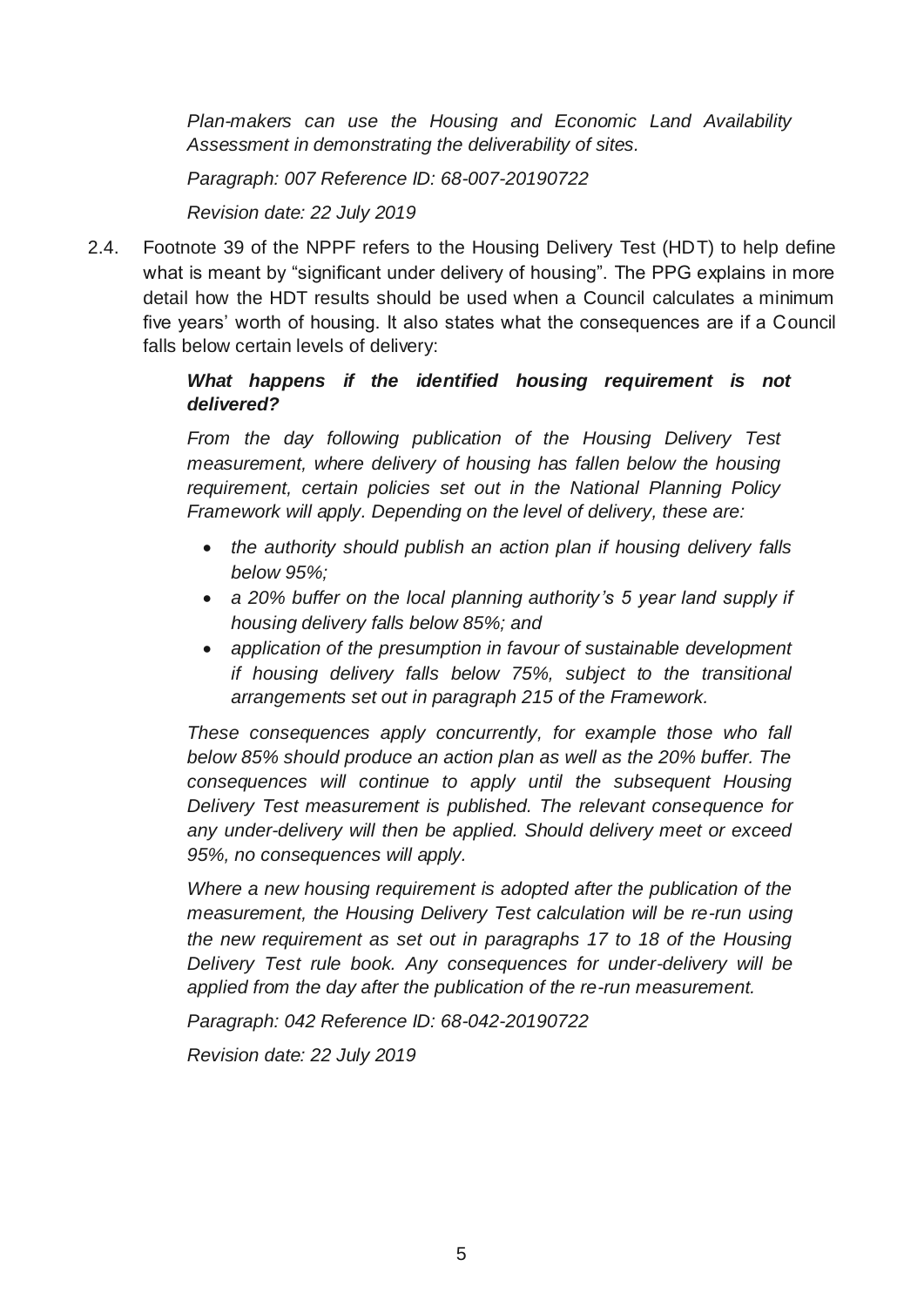*Plan-makers can use the Housing and Economic Land Availability Assessment in demonstrating the deliverability of sites.*

*Paragraph: 007 Reference ID: 68-007-20190722*

*Revision date: 22 July 2019*

2.4. Footnote 39 of the NPPF refers to the Housing Delivery Test (HDT) to help define what is meant by "significant under delivery of housing". The PPG explains in more detail how the HDT results should be used when a Council calculates a minimum five years' worth of housing. It also states what the consequences are if a Council falls below certain levels of delivery:

> ***What happens if the identified housing requirement is not delivered?***
>
> *From the day following publication of the Housing Delivery Test measurement, where delivery of housing has fallen below the housing requirement, certain policies set out in the National Planning Policy Framework will apply. Depending on the level of delivery, these are:*
>
> - *the authority should publish an action plan if housing delivery falls below 95%;*
> - *a 20% buffer on the local planning authority's 5 year land supply if housing delivery falls below 85%; and*
> - *application of the presumption in favour of sustainable development if housing delivery falls below 75%, subject to the transitional arrangements set out in paragraph 215 of the Framework.*
>
> *These consequences apply concurrently, for example those who fall below 85% should produce an action plan as well as the 20% buffer. The consequences will continue to apply until the subsequent Housing Delivery Test measurement is published. The relevant consequence for any under-delivery will then be applied. Should delivery meet or exceed 95%, no consequences will apply.*
>
> *Where a new housing requirement is adopted after the publication of the measurement, the Housing Delivery Test calculation will be re-run using the new requirement as set out in paragraphs 17 to 18 of the Housing Delivery Test rule book. Any consequences for under-delivery will be applied from the day after the publication of the re-run measurement.*
>
> *Paragraph: 042 Reference ID: 68-042-20190722*
>
> *Revision date: 22 July 2019*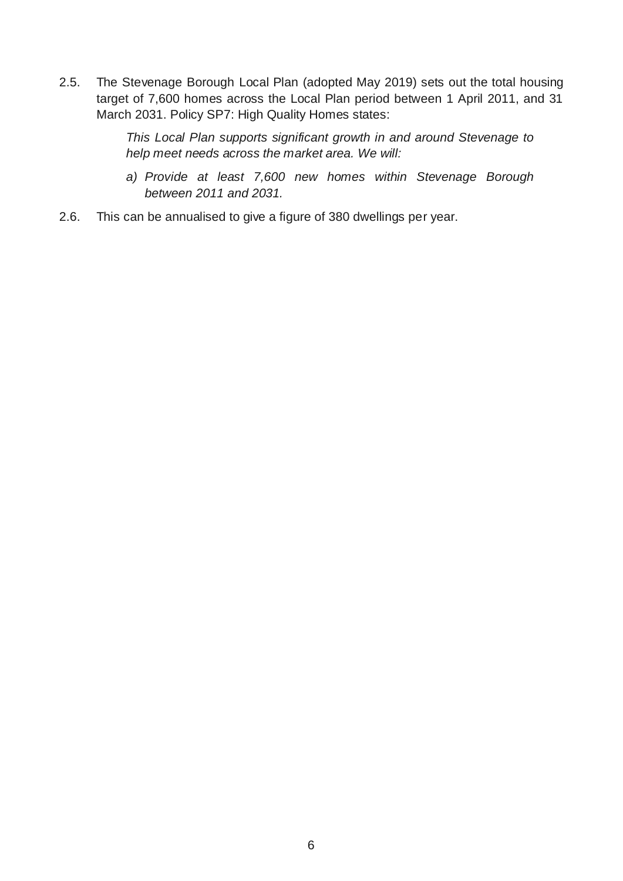2.5. The Stevenage Borough Local Plan (adopted May 2019) sets out the total housing target of 7,600 homes across the Local Plan period between 1 April 2011, and 31 March 2031. Policy SP7: High Quality Homes states:

> *This Local Plan supports significant growth in and around Stevenage to help meet needs across the market area. We will:*
>
> *a) Provide at least 7,600 new homes within Stevenage Borough between 2011 and 2031.*

2.6. This can be annualised to give a figure of 380 dwellings per year.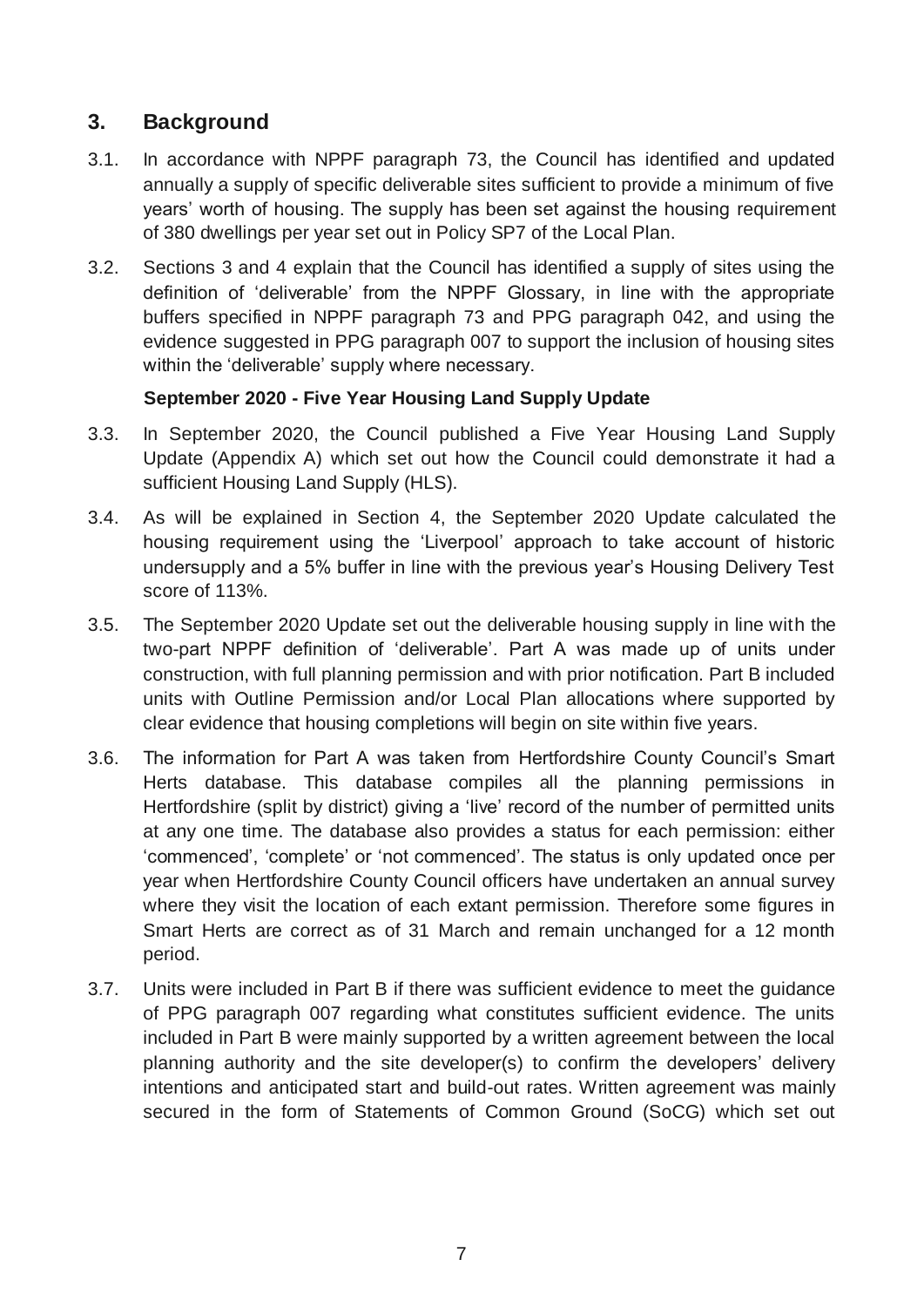## 3. Background

3.1. In accordance with NPPF paragraph 73, the Council has identified and updated annually a supply of specific deliverable sites sufficient to provide a minimum of five years' worth of housing. The supply has been set against the housing requirement of 380 dwellings per year set out in Policy SP7 of the Local Plan.

3.2. Sections 3 and 4 explain that the Council has identified a supply of sites using the definition of 'deliverable' from the NPPF Glossary, in line with the appropriate buffers specified in NPPF paragraph 73 and PPG paragraph 042, and using the evidence suggested in PPG paragraph 007 to support the inclusion of housing sites within the 'deliverable' supply where necessary.

**September 2020 - Five Year Housing Land Supply Update**

3.3. In September 2020, the Council published a Five Year Housing Land Supply Update (Appendix A) which set out how the Council could demonstrate it had a sufficient Housing Land Supply (HLS).

3.4. As will be explained in Section 4, the September 2020 Update calculated the housing requirement using the 'Liverpool' approach to take account of historic undersupply and a 5% buffer in line with the previous year's Housing Delivery Test score of 113%.

3.5. The September 2020 Update set out the deliverable housing supply in line with the two-part NPPF definition of 'deliverable'. Part A was made up of units under construction, with full planning permission and with prior notification. Part B included units with Outline Permission and/or Local Plan allocations where supported by clear evidence that housing completions will begin on site within five years.

3.6. The information for Part A was taken from Hertfordshire County Council's Smart Herts database. This database compiles all the planning permissions in Hertfordshire (split by district) giving a 'live' record of the number of permitted units at any one time. The database also provides a status for each permission: either 'commenced', 'complete' or 'not commenced'. The status is only updated once per year when Hertfordshire County Council officers have undertaken an annual survey where they visit the location of each extant permission. Therefore some figures in Smart Herts are correct as of 31 March and remain unchanged for a 12 month period.

3.7. Units were included in Part B if there was sufficient evidence to meet the guidance of PPG paragraph 007 regarding what constitutes sufficient evidence. The units included in Part B were mainly supported by a written agreement between the local planning authority and the site developer(s) to confirm the developers' delivery intentions and anticipated start and build-out rates. Written agreement was mainly secured in the form of Statements of Common Ground (SoCG) which set out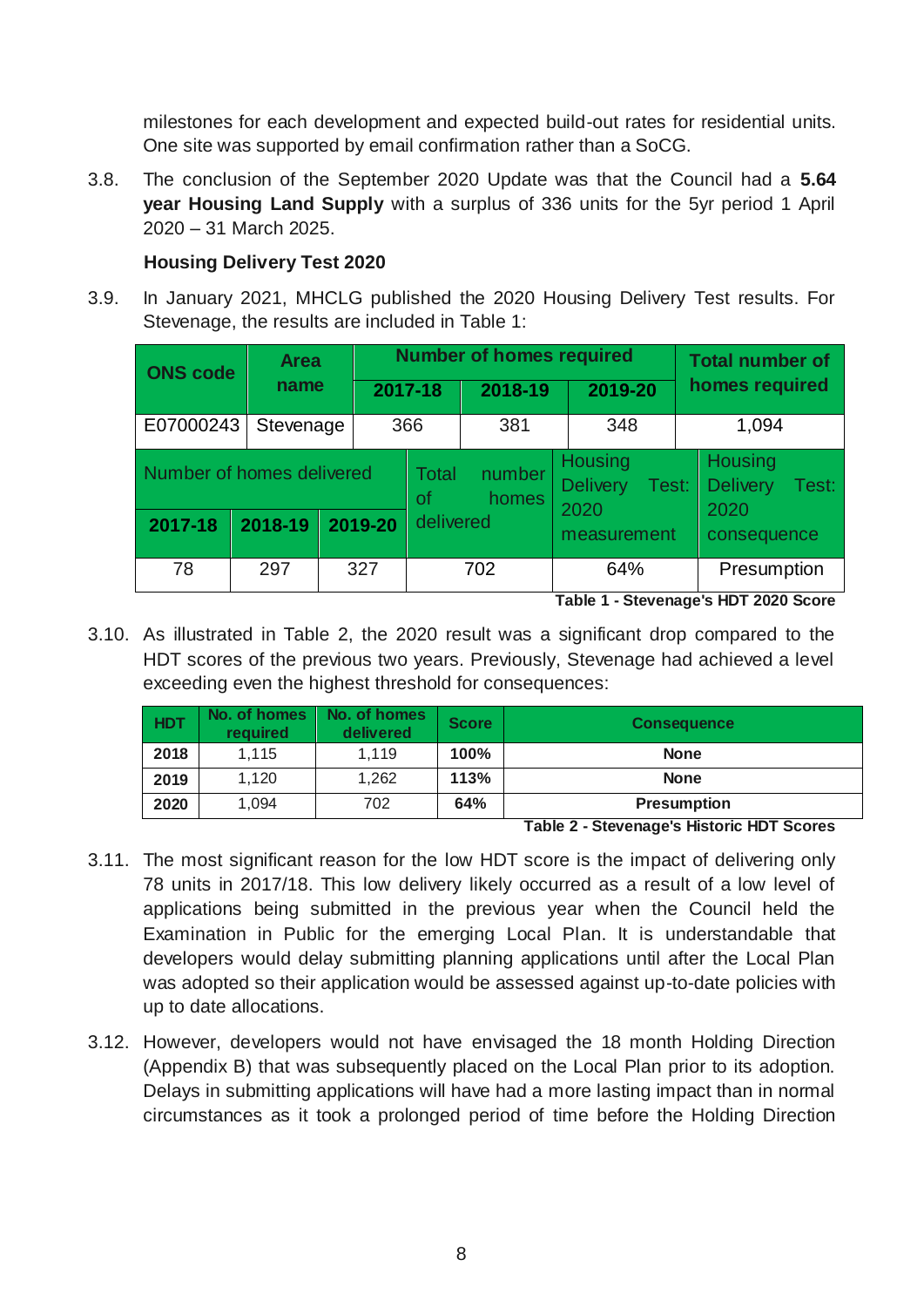milestones for each development and expected build-out rates for residential units. One site was supported by email confirmation rather than a SoCG.

3.8. The conclusion of the September 2020 Update was that the Council had a **5.64 year Housing Land Supply** with a surplus of 336 units for the 5yr period 1 April 2020 – 31 March 2025.

**Housing Delivery Test 2020**

3.9. In January 2021, MHCLG published the 2020 Housing Delivery Test results. For Stevenage, the results are included in Table 1:

| ONS code | Area name | Number of homes required | | | Total number of homes required |
|---|---|---|---|---|---|
| | | 2017-18 | 2018-19 | 2019-20 | |
| E07000243 | Stevenage | 366 | 381 | 348 | 1,094 |
| Number of homes delivered | | | Total number of homes delivered | Housing Delivery Test: 2020 measurement | Housing Delivery Test: 2020 consequence |
| 2017-18 | 2018-19 | 2019-20 | | | |
| 78 | 297 | 327 | 702 | 64% | Presumption |

**Table 1 - Stevenage's HDT 2020 Score**

3.10. As illustrated in Table 2, the 2020 result was a significant drop compared to the HDT scores of the previous two years. Previously, Stevenage had achieved a level exceeding even the highest threshold for consequences:

| HDT | No. of homes required | No. of homes delivered | Score | Consequence |
|---|---|---|---|---|
| **2018** | 1,115 | 1,119 | **100%** | **None** |
| **2019** | 1,120 | 1,262 | **113%** | **None** |
| **2020** | 1,094 | 702 | **64%** | **Presumption** |

**Table 2 - Stevenage's Historic HDT Scores**

3.11. The most significant reason for the low HDT score is the impact of delivering only 78 units in 2017/18. This low delivery likely occurred as a result of a low level of applications being submitted in the previous year when the Council held the Examination in Public for the emerging Local Plan. It is understandable that developers would delay submitting planning applications until after the Local Plan was adopted so their application would be assessed against up-to-date policies with up to date allocations.

3.12. However, developers would not have envisaged the 18 month Holding Direction (Appendix B) that was subsequently placed on the Local Plan prior to its adoption. Delays in submitting applications will have had a more lasting impact than in normal circumstances as it took a prolonged period of time before the Holding Direction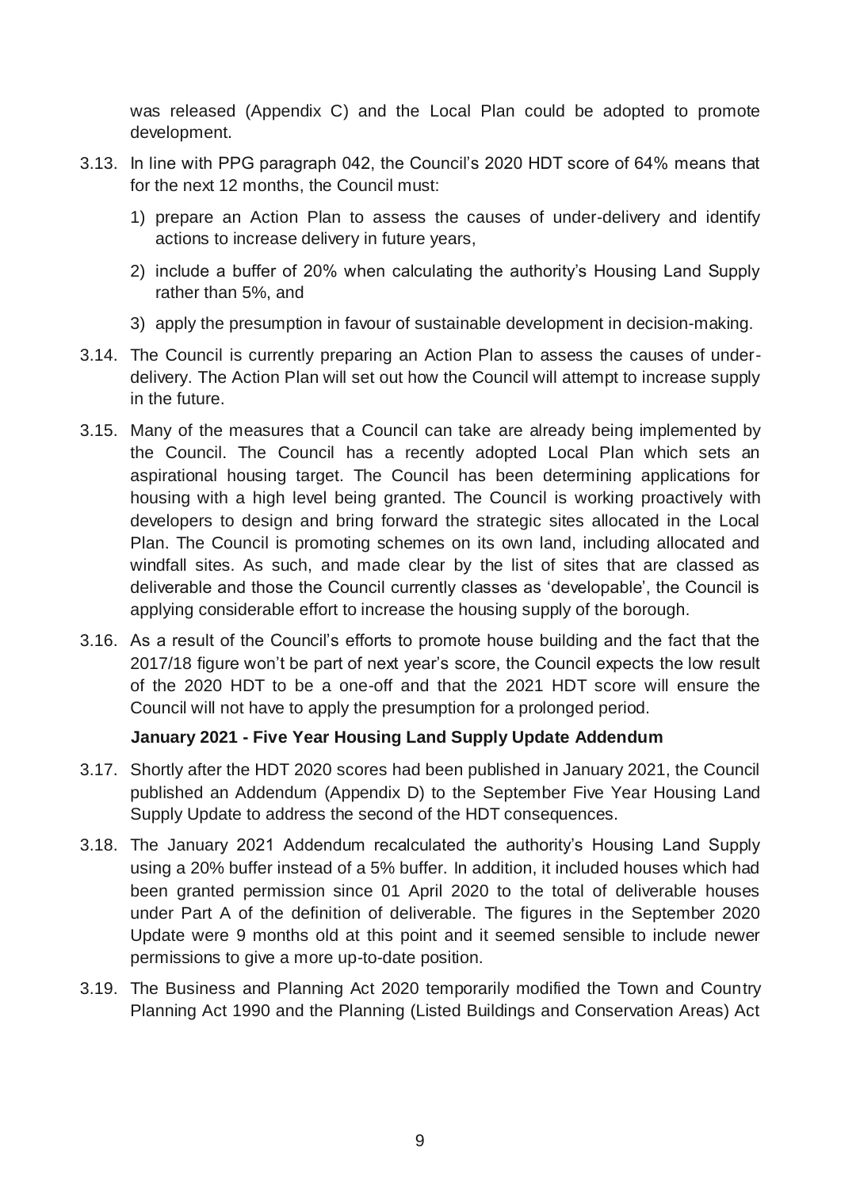was released (Appendix C) and the Local Plan could be adopted to promote development.

3.13. In line with PPG paragraph 042, the Council's 2020 HDT score of 64% means that for the next 12 months, the Council must:

1) prepare an Action Plan to assess the causes of under-delivery and identify actions to increase delivery in future years,
2) include a buffer of 20% when calculating the authority's Housing Land Supply rather than 5%, and
3) apply the presumption in favour of sustainable development in decision-making.

3.14. The Council is currently preparing an Action Plan to assess the causes of under-delivery. The Action Plan will set out how the Council will attempt to increase supply in the future.

3.15. Many of the measures that a Council can take are already being implemented by the Council. The Council has a recently adopted Local Plan which sets an aspirational housing target. The Council has been determining applications for housing with a high level being granted. The Council is working proactively with developers to design and bring forward the strategic sites allocated in the Local Plan. The Council is promoting schemes on its own land, including allocated and windfall sites. As such, and made clear by the list of sites that are classed as deliverable and those the Council currently classes as 'developable', the Council is applying considerable effort to increase the housing supply of the borough.

3.16. As a result of the Council's efforts to promote house building and the fact that the 2017/18 figure won't be part of next year's score, the Council expects the low result of the 2020 HDT to be a one-off and that the 2021 HDT score will ensure the Council will not have to apply the presumption for a prolonged period.

**January 2021 - Five Year Housing Land Supply Update Addendum**

3.17. Shortly after the HDT 2020 scores had been published in January 2021, the Council published an Addendum (Appendix D) to the September Five Year Housing Land Supply Update to address the second of the HDT consequences.

3.18. The January 2021 Addendum recalculated the authority's Housing Land Supply using a 20% buffer instead of a 5% buffer. In addition, it included houses which had been granted permission since 01 April 2020 to the total of deliverable houses under Part A of the definition of deliverable. The figures in the September 2020 Update were 9 months old at this point and it seemed sensible to include newer permissions to give a more up-to-date position.

3.19. The Business and Planning Act 2020 temporarily modified the Town and Country Planning Act 1990 and the Planning (Listed Buildings and Conservation Areas) Act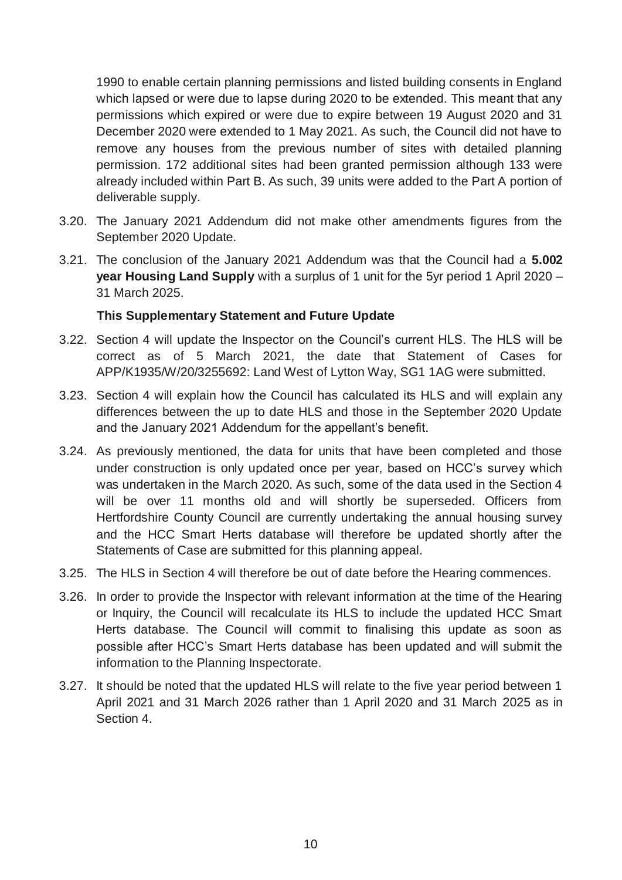1990 to enable certain planning permissions and listed building consents in England which lapsed or were due to lapse during 2020 to be extended. This meant that any permissions which expired or were due to expire between 19 August 2020 and 31 December 2020 were extended to 1 May 2021. As such, the Council did not have to remove any houses from the previous number of sites with detailed planning permission. 172 additional sites had been granted permission although 133 were already included within Part B. As such, 39 units were added to the Part A portion of deliverable supply.

3.20. The January 2021 Addendum did not make other amendments figures from the September 2020 Update.

3.21. The conclusion of the January 2021 Addendum was that the Council had a **5.002 year Housing Land Supply** with a surplus of 1 unit for the 5yr period 1 April 2020 – 31 March 2025.

**This Supplementary Statement and Future Update**

3.22. Section 4 will update the Inspector on the Council's current HLS. The HLS will be correct as of 5 March 2021, the date that Statement of Cases for APP/K1935/W/20/3255692: Land West of Lytton Way, SG1 1AG were submitted.

3.23. Section 4 will explain how the Council has calculated its HLS and will explain any differences between the up to date HLS and those in the September 2020 Update and the January 2021 Addendum for the appellant's benefit.

3.24. As previously mentioned, the data for units that have been completed and those under construction is only updated once per year, based on HCC's survey which was undertaken in the March 2020. As such, some of the data used in the Section 4 will be over 11 months old and will shortly be superseded. Officers from Hertfordshire County Council are currently undertaking the annual housing survey and the HCC Smart Herts database will therefore be updated shortly after the Statements of Case are submitted for this planning appeal.

3.25. The HLS in Section 4 will therefore be out of date before the Hearing commences.

3.26. In order to provide the Inspector with relevant information at the time of the Hearing or Inquiry, the Council will recalculate its HLS to include the updated HCC Smart Herts database. The Council will commit to finalising this update as soon as possible after HCC's Smart Herts database has been updated and will submit the information to the Planning Inspectorate.

3.27. It should be noted that the updated HLS will relate to the five year period between 1 April 2021 and 31 March 2026 rather than 1 April 2020 and 31 March 2025 as in Section 4.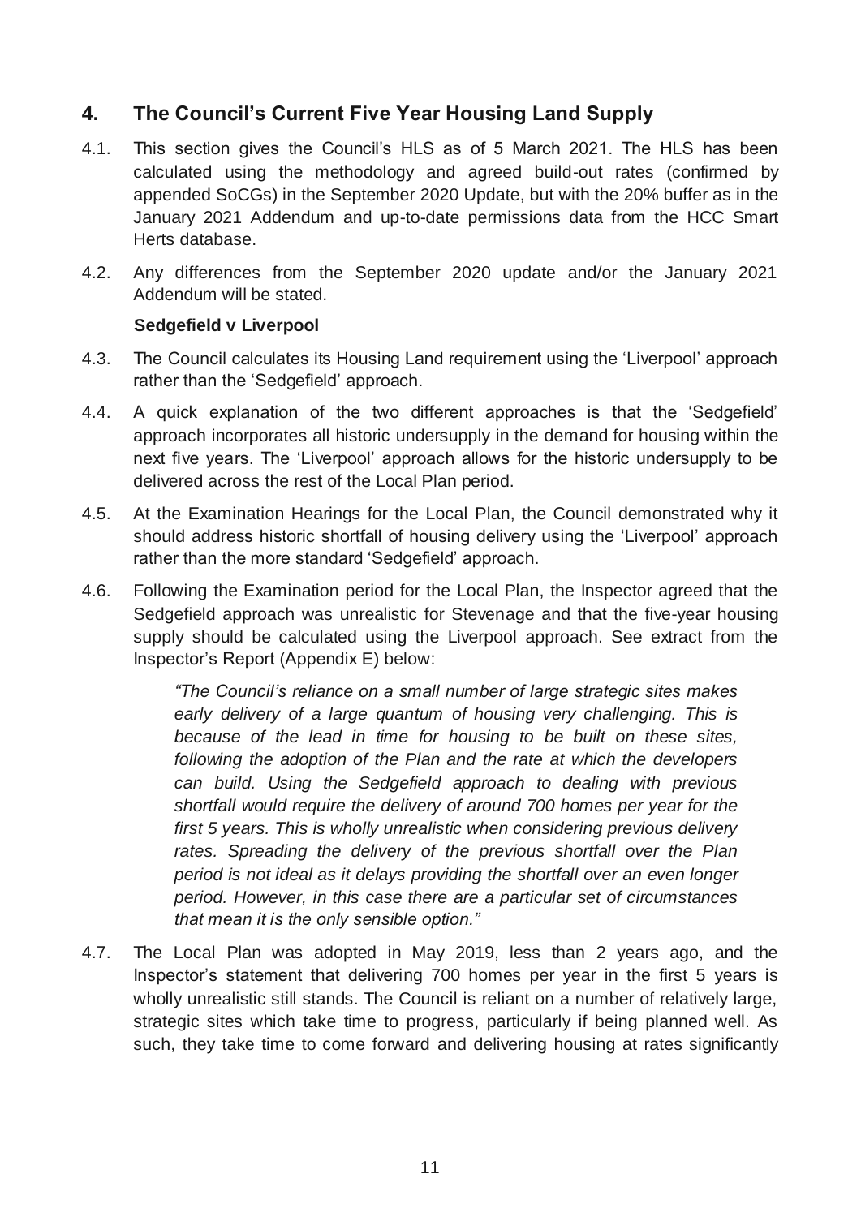## 4. The Council's Current Five Year Housing Land Supply

4.1. This section gives the Council's HLS as of 5 March 2021. The HLS has been calculated using the methodology and agreed build-out rates (confirmed by appended SoCGs) in the September 2020 Update, but with the 20% buffer as in the January 2021 Addendum and up-to-date permissions data from the HCC Smart Herts database.

4.2. Any differences from the September 2020 update and/or the January 2021 Addendum will be stated.

**Sedgefield v Liverpool**

4.3. The Council calculates its Housing Land requirement using the 'Liverpool' approach rather than the 'Sedgefield' approach.

4.4. A quick explanation of the two different approaches is that the 'Sedgefield' approach incorporates all historic undersupply in the demand for housing within the next five years. The 'Liverpool' approach allows for the historic undersupply to be delivered across the rest of the Local Plan period.

4.5. At the Examination Hearings for the Local Plan, the Council demonstrated why it should address historic shortfall of housing delivery using the 'Liverpool' approach rather than the more standard 'Sedgefield' approach.

4.6. Following the Examination period for the Local Plan, the Inspector agreed that the Sedgefield approach was unrealistic for Stevenage and that the five-year housing supply should be calculated using the Liverpool approach. See extract from the Inspector's Report (Appendix E) below:

> *"The Council's reliance on a small number of large strategic sites makes early delivery of a large quantum of housing very challenging. This is because of the lead in time for housing to be built on these sites, following the adoption of the Plan and the rate at which the developers can build. Using the Sedgefield approach to dealing with previous shortfall would require the delivery of around 700 homes per year for the first 5 years. This is wholly unrealistic when considering previous delivery rates. Spreading the delivery of the previous shortfall over the Plan period is not ideal as it delays providing the shortfall over an even longer period. However, in this case there are a particular set of circumstances that mean it is the only sensible option."*

4.7. The Local Plan was adopted in May 2019, less than 2 years ago, and the Inspector's statement that delivering 700 homes per year in the first 5 years is wholly unrealistic still stands. The Council is reliant on a number of relatively large, strategic sites which take time to progress, particularly if being planned well. As such, they take time to come forward and delivering housing at rates significantly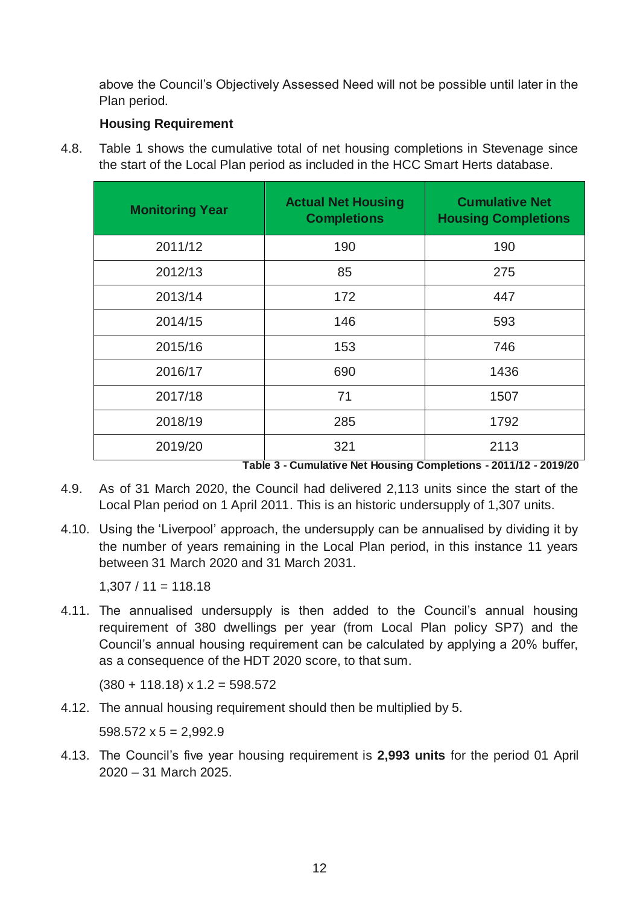above the Council's Objectively Assessed Need will not be possible until later in the Plan period.

**Housing Requirement**

4.8. Table 1 shows the cumulative total of net housing completions in Stevenage since the start of the Local Plan period as included in the HCC Smart Herts database.

| Monitoring Year | Actual Net Housing Completions | Cumulative Net Housing Completions |
|---|---|---|
| 2011/12 | 190 | 190 |
| 2012/13 | 85 | 275 |
| 2013/14 | 172 | 447 |
| 2014/15 | 146 | 593 |
| 2015/16 | 153 | 746 |
| 2016/17 | 690 | 1436 |
| 2017/18 | 71 | 1507 |
| 2018/19 | 285 | 1792 |
| 2019/20 | 321 | 2113 |

**Table 3 - Cumulative Net Housing Completions - 2011/12 - 2019/20**

4.9. As of 31 March 2020, the Council had delivered 2,113 units since the start of the Local Plan period on 1 April 2011. This is an historic undersupply of 1,307 units.

4.10. Using the 'Liverpool' approach, the undersupply can be annualised by dividing it by the number of years remaining in the Local Plan period, in this instance 11 years between 31 March 2020 and 31 March 2031.

1,307 / 11 = 118.18

4.11. The annualised undersupply is then added to the Council's annual housing requirement of 380 dwellings per year (from Local Plan policy SP7) and the Council's annual housing requirement can be calculated by applying a 20% buffer, as a consequence of the HDT 2020 score, to that sum.

(380 + 118.18) x 1.2 = 598.572

4.12. The annual housing requirement should then be multiplied by 5.

598.572 x 5 = 2,992.9

4.13. The Council's five year housing requirement is **2,993 units** for the period 01 April 2020 – 31 March 2025.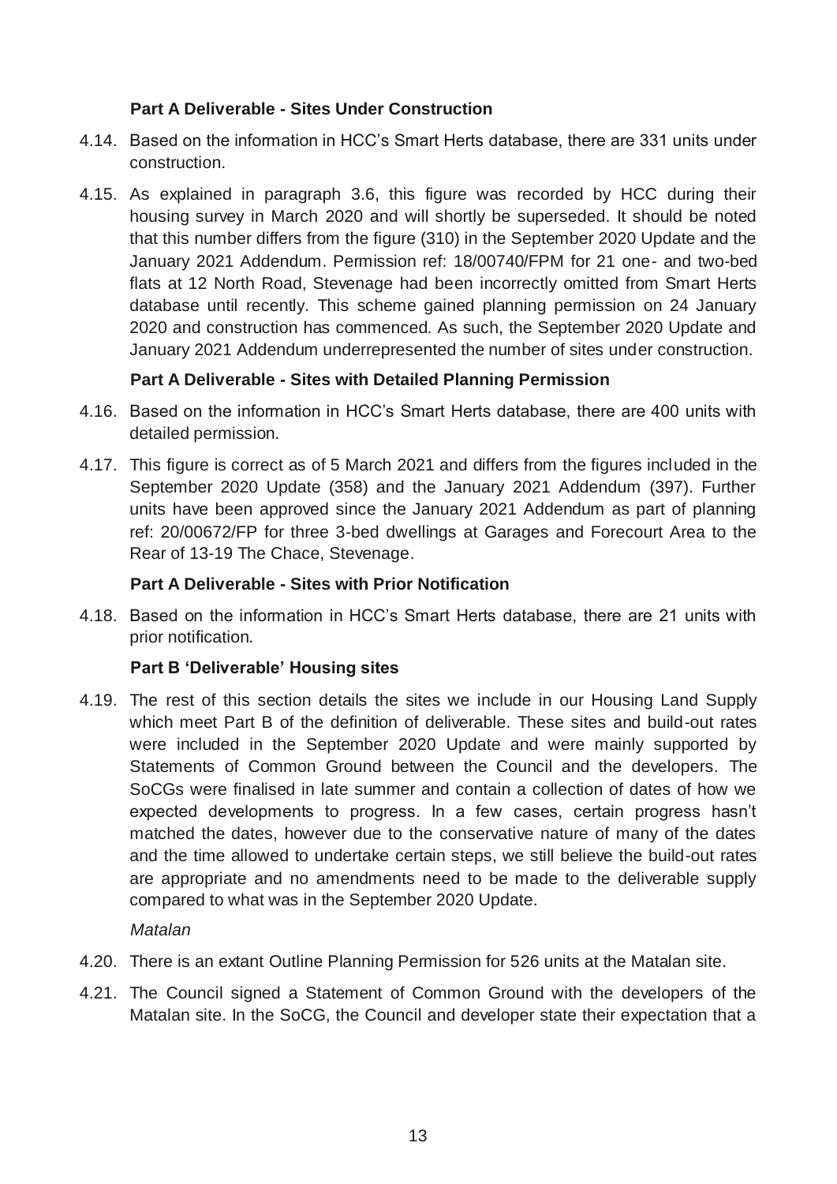### Part A Deliverable - Sites Under Construction

4.14. Based on the information in HCC's Smart Herts database, there are 331 units under construction.

4.15. As explained in paragraph 3.6, this figure was recorded by HCC during their housing survey in March 2020 and will shortly be superseded. It should be noted that this number differs from the figure (310) in the September 2020 Update and the January 2021 Addendum. Permission ref: 18/00740/FPM for 21 one- and two-bed flats at 12 North Road, Stevenage had been incorrectly omitted from Smart Herts database until recently. This scheme gained planning permission on 24 January 2020 and construction has commenced. As such, the September 2020 Update and January 2021 Addendum underrepresented the number of sites under construction.

### Part A Deliverable - Sites with Detailed Planning Permission

4.16. Based on the information in HCC's Smart Herts database, there are 400 units with detailed permission.

4.17. This figure is correct as of 5 March 2021 and differs from the figures included in the September 2020 Update (358) and the January 2021 Addendum (397). Further units have been approved since the January 2021 Addendum as part of planning ref: 20/00672/FP for three 3-bed dwellings at Garages and Forecourt Area to the Rear of 13-19 The Chace, Stevenage.

### Part A Deliverable - Sites with Prior Notification

4.18. Based on the information in HCC's Smart Herts database, there are 21 units with prior notification.

### Part B 'Deliverable' Housing sites

4.19. The rest of this section details the sites we include in our Housing Land Supply which meet Part B of the definition of deliverable. These sites and build-out rates were included in the September 2020 Update and were mainly supported by Statements of Common Ground between the Council and the developers. The SoCGs were finalised in late summer and contain a collection of dates of how we expected developments to progress. In a few cases, certain progress hasn't matched the dates, however due to the conservative nature of many of the dates and the time allowed to undertake certain steps, we still believe the build-out rates are appropriate and no amendments need to be made to the deliverable supply compared to what was in the September 2020 Update.

*Matalan*

4.20. There is an extant Outline Planning Permission for 526 units at the Matalan site.

4.21. The Council signed a Statement of Common Ground with the developers of the Matalan site. In the SoCG, the Council and developer state their expectation that a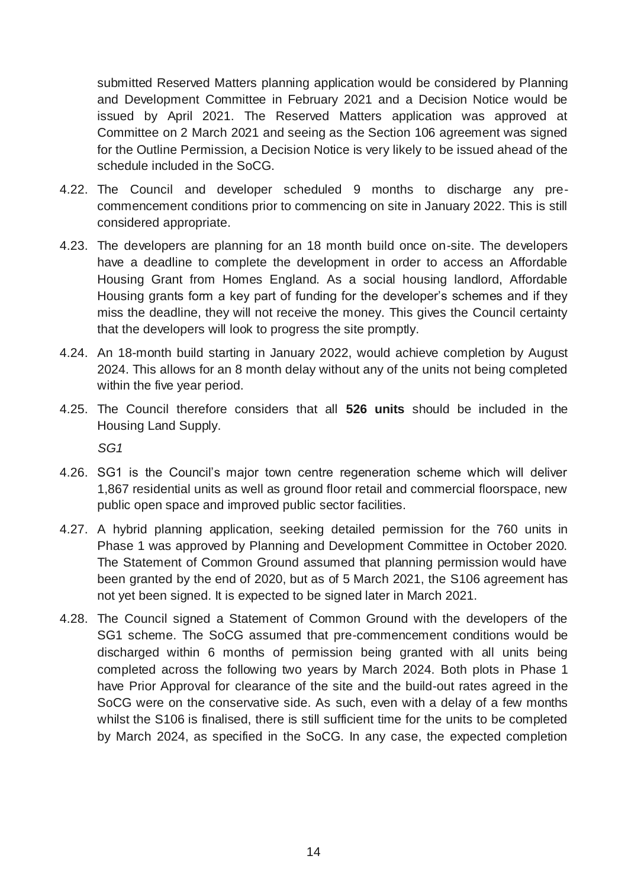submitted Reserved Matters planning application would be considered by Planning and Development Committee in February 2021 and a Decision Notice would be issued by April 2021. The Reserved Matters application was approved at Committee on 2 March 2021 and seeing as the Section 106 agreement was signed for the Outline Permission, a Decision Notice is very likely to be issued ahead of the schedule included in the SoCG.

4.22. The Council and developer scheduled 9 months to discharge any pre-commencement conditions prior to commencing on site in January 2022. This is still considered appropriate.

4.23. The developers are planning for an 18 month build once on-site. The developers have a deadline to complete the development in order to access an Affordable Housing Grant from Homes England. As a social housing landlord, Affordable Housing grants form a key part of funding for the developer's schemes and if they miss the deadline, they will not receive the money. This gives the Council certainty that the developers will look to progress the site promptly.

4.24. An 18-month build starting in January 2022, would achieve completion by August 2024. This allows for an 8 month delay without any of the units not being completed within the five year period.

4.25. The Council therefore considers that all **526 units** should be included in the Housing Land Supply.

*SG1*

4.26. SG1 is the Council's major town centre regeneration scheme which will deliver 1,867 residential units as well as ground floor retail and commercial floorspace, new public open space and improved public sector facilities.

4.27. A hybrid planning application, seeking detailed permission for the 760 units in Phase 1 was approved by Planning and Development Committee in October 2020. The Statement of Common Ground assumed that planning permission would have been granted by the end of 2020, but as of 5 March 2021, the S106 agreement has not yet been signed. It is expected to be signed later in March 2021.

4.28. The Council signed a Statement of Common Ground with the developers of the SG1 scheme. The SoCG assumed that pre-commencement conditions would be discharged within 6 months of permission being granted with all units being completed across the following two years by March 2024. Both plots in Phase 1 have Prior Approval for clearance of the site and the build-out rates agreed in the SoCG were on the conservative side. As such, even with a delay of a few months whilst the S106 is finalised, there is still sufficient time for the units to be completed by March 2024, as specified in the SoCG. In any case, the expected completion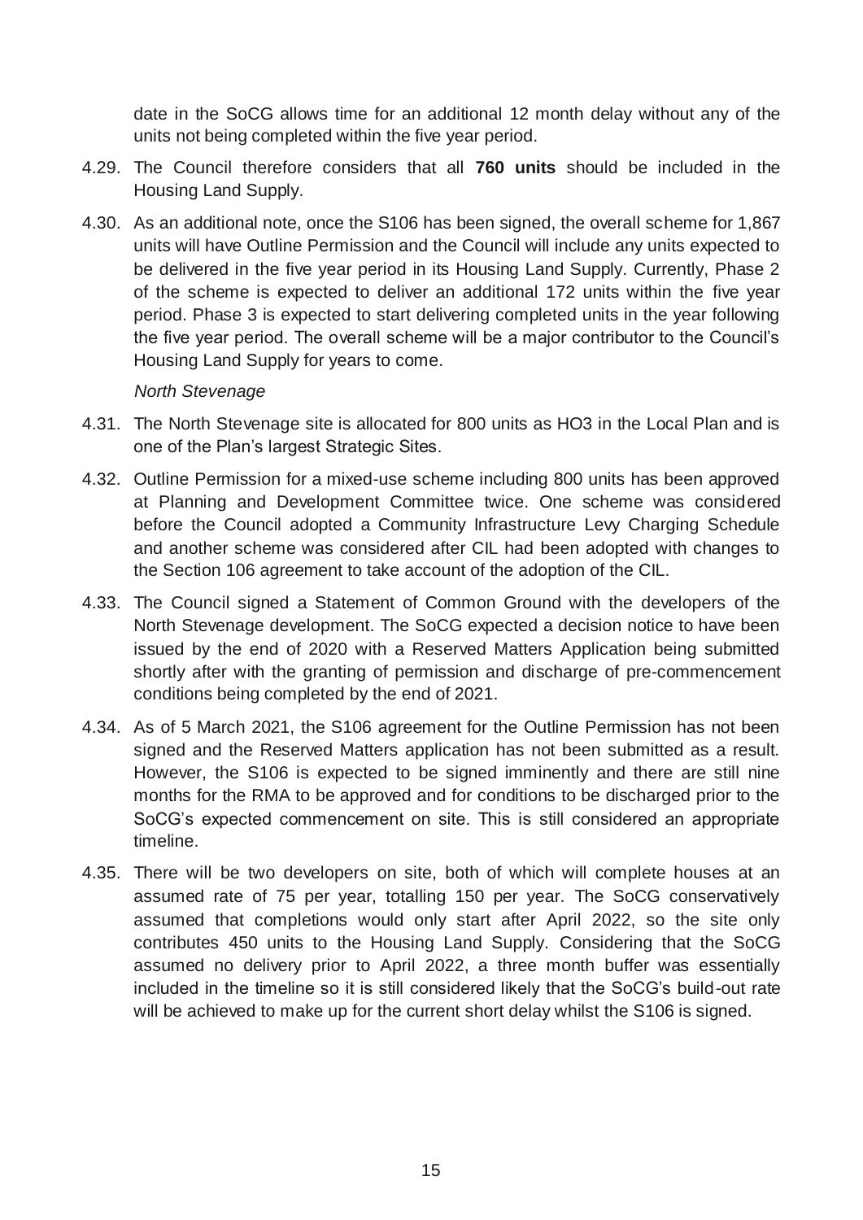date in the SoCG allows time for an additional 12 month delay without any of the units not being completed within the five year period.

4.29. The Council therefore considers that all **760 units** should be included in the Housing Land Supply.

4.30. As an additional note, once the S106 has been signed, the overall scheme for 1,867 units will have Outline Permission and the Council will include any units expected to be delivered in the five year period in its Housing Land Supply. Currently, Phase 2 of the scheme is expected to deliver an additional 172 units within the five year period. Phase 3 is expected to start delivering completed units in the year following the five year period. The overall scheme will be a major contributor to the Council's Housing Land Supply for years to come.

*North Stevenage*

4.31. The North Stevenage site is allocated for 800 units as HO3 in the Local Plan and is one of the Plan's largest Strategic Sites.

4.32. Outline Permission for a mixed-use scheme including 800 units has been approved at Planning and Development Committee twice. One scheme was considered before the Council adopted a Community Infrastructure Levy Charging Schedule and another scheme was considered after CIL had been adopted with changes to the Section 106 agreement to take account of the adoption of the CIL.

4.33. The Council signed a Statement of Common Ground with the developers of the North Stevenage development. The SoCG expected a decision notice to have been issued by the end of 2020 with a Reserved Matters Application being submitted shortly after with the granting of permission and discharge of pre-commencement conditions being completed by the end of 2021.

4.34. As of 5 March 2021, the S106 agreement for the Outline Permission has not been signed and the Reserved Matters application has not been submitted as a result. However, the S106 is expected to be signed imminently and there are still nine months for the RMA to be approved and for conditions to be discharged prior to the SoCG's expected commencement on site. This is still considered an appropriate timeline.

4.35. There will be two developers on site, both of which will complete houses at an assumed rate of 75 per year, totalling 150 per year. The SoCG conservatively assumed that completions would only start after April 2022, so the site only contributes 450 units to the Housing Land Supply. Considering that the SoCG assumed no delivery prior to April 2022, a three month buffer was essentially included in the timeline so it is still considered likely that the SoCG's build-out rate will be achieved to make up for the current short delay whilst the S106 is signed.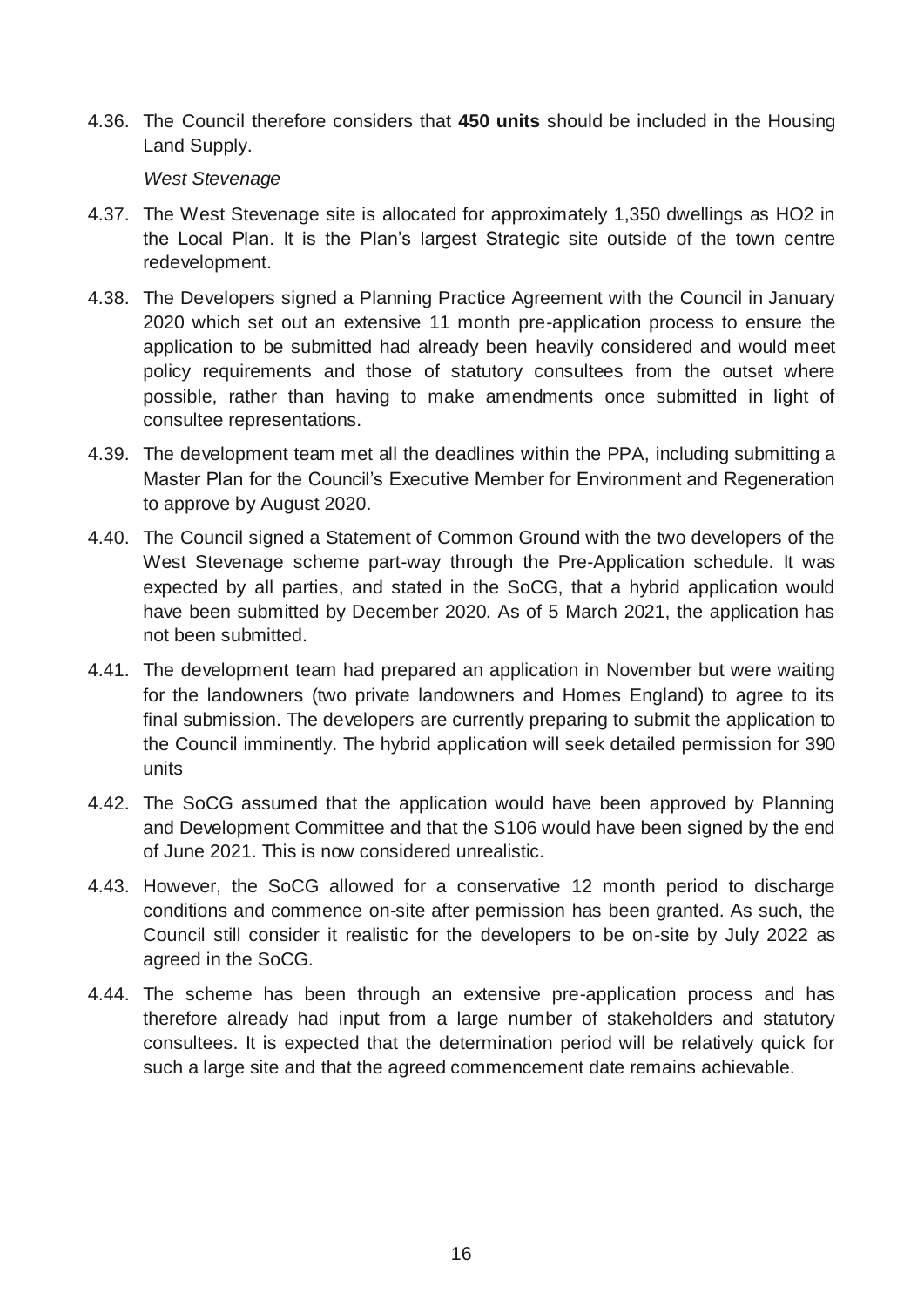4.36. The Council therefore considers that **450 units** should be included in the Housing Land Supply.

*West Stevenage*

4.37. The West Stevenage site is allocated for approximately 1,350 dwellings as HO2 in the Local Plan. It is the Plan's largest Strategic site outside of the town centre redevelopment.

4.38. The Developers signed a Planning Practice Agreement with the Council in January 2020 which set out an extensive 11 month pre-application process to ensure the application to be submitted had already been heavily considered and would meet policy requirements and those of statutory consultees from the outset where possible, rather than having to make amendments once submitted in light of consultee representations.

4.39. The development team met all the deadlines within the PPA, including submitting a Master Plan for the Council's Executive Member for Environment and Regeneration to approve by August 2020.

4.40. The Council signed a Statement of Common Ground with the two developers of the West Stevenage scheme part-way through the Pre-Application schedule. It was expected by all parties, and stated in the SoCG, that a hybrid application would have been submitted by December 2020. As of 5 March 2021, the application has not been submitted.

4.41. The development team had prepared an application in November but were waiting for the landowners (two private landowners and Homes England) to agree to its final submission. The developers are currently preparing to submit the application to the Council imminently. The hybrid application will seek detailed permission for 390 units

4.42. The SoCG assumed that the application would have been approved by Planning and Development Committee and that the S106 would have been signed by the end of June 2021. This is now considered unrealistic.

4.43. However, the SoCG allowed for a conservative 12 month period to discharge conditions and commence on-site after permission has been granted. As such, the Council still consider it realistic for the developers to be on-site by July 2022 as agreed in the SoCG.

4.44. The scheme has been through an extensive pre-application process and has therefore already had input from a large number of stakeholders and statutory consultees. It is expected that the determination period will be relatively quick for such a large site and that the agreed commencement date remains achievable.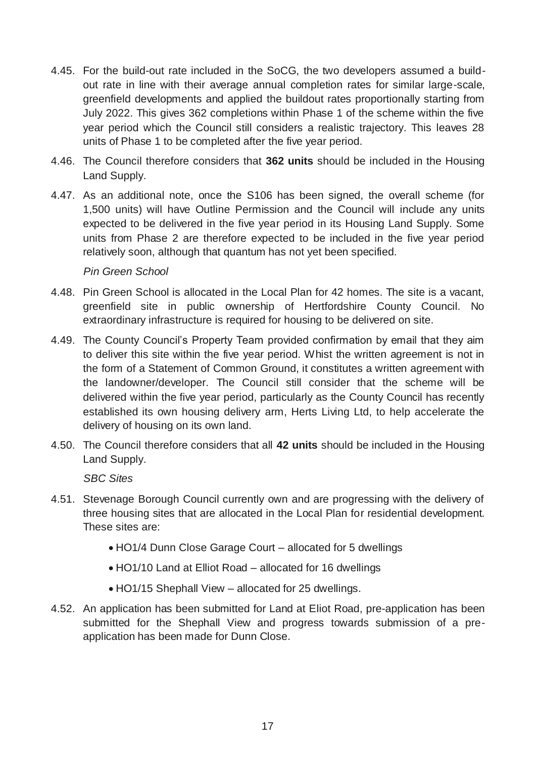4.45. For the build-out rate included in the SoCG, the two developers assumed a build-out rate in line with their average annual completion rates for similar large-scale, greenfield developments and applied the buildout rates proportionally starting from July 2022. This gives 362 completions within Phase 1 of the scheme within the five year period which the Council still considers a realistic trajectory. This leaves 28 units of Phase 1 to be completed after the five year period.

4.46. The Council therefore considers that **362 units** should be included in the Housing Land Supply.

4.47. As an additional note, once the S106 has been signed, the overall scheme (for 1,500 units) will have Outline Permission and the Council will include any units expected to be delivered in the five year period in its Housing Land Supply. Some units from Phase 2 are therefore expected to be included in the five year period relatively soon, although that quantum has not yet been specified.

*Pin Green School*

4.48. Pin Green School is allocated in the Local Plan for 42 homes. The site is a vacant, greenfield site in public ownership of Hertfordshire County Council. No extraordinary infrastructure is required for housing to be delivered on site.

4.49. The County Council's Property Team provided confirmation by email that they aim to deliver this site within the five year period. Whist the written agreement is not in the form of a Statement of Common Ground, it constitutes a written agreement with the landowner/developer. The Council still consider that the scheme will be delivered within the five year period, particularly as the County Council has recently established its own housing delivery arm, Herts Living Ltd, to help accelerate the delivery of housing on its own land.

4.50. The Council therefore considers that all **42 units** should be included in the Housing Land Supply.

*SBC Sites*

4.51. Stevenage Borough Council currently own and are progressing with the delivery of three housing sites that are allocated in the Local Plan for residential development. These sites are:

- HO1/4 Dunn Close Garage Court – allocated for 5 dwellings
- HO1/10 Land at Elliot Road – allocated for 16 dwellings
- HO1/15 Shephall View – allocated for 25 dwellings.

4.52. An application has been submitted for Land at Eliot Road, pre-application has been submitted for the Shephall View and progress towards submission of a pre-application has been made for Dunn Close.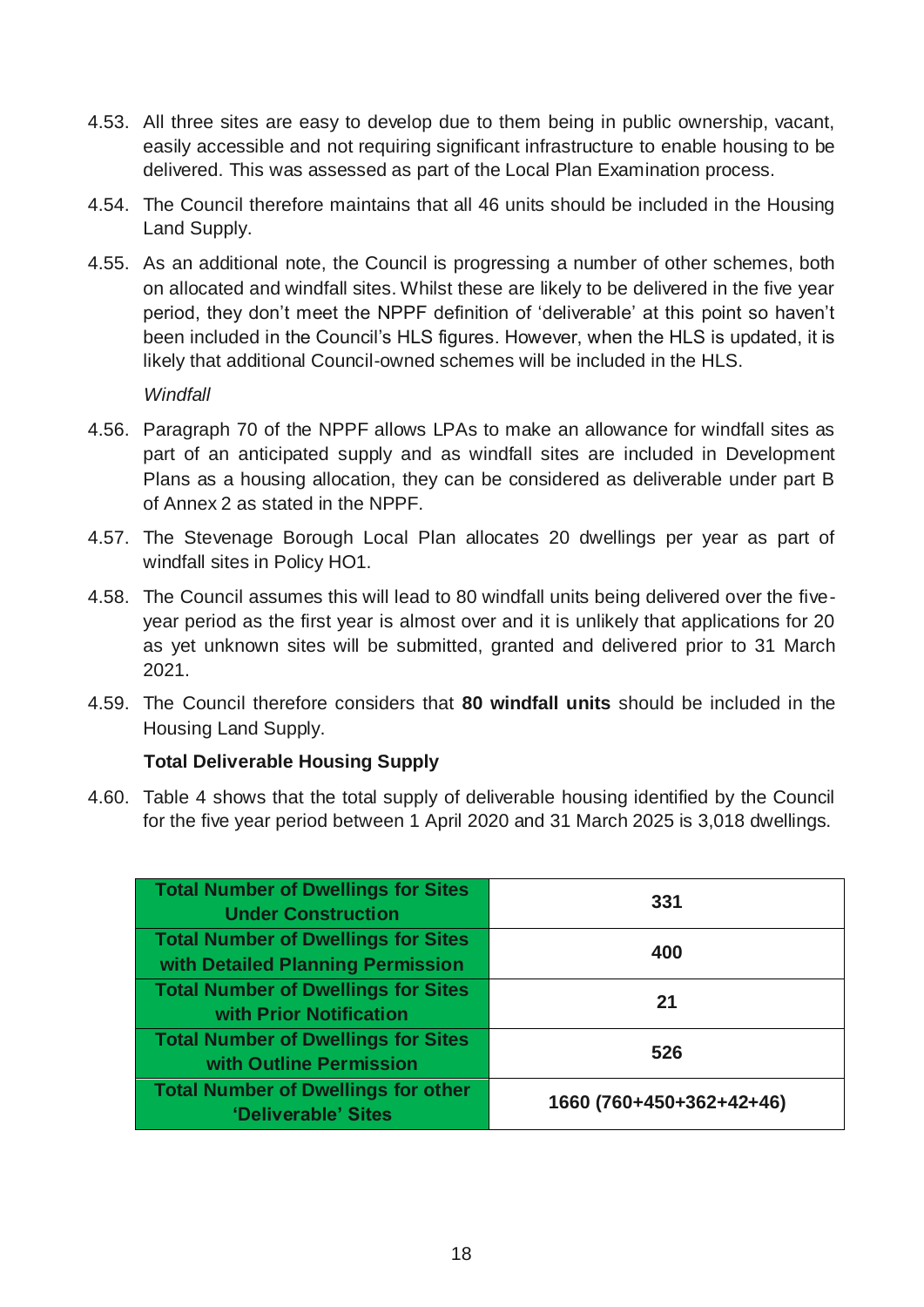4.53. All three sites are easy to develop due to them being in public ownership, vacant, easily accessible and not requiring significant infrastructure to enable housing to be delivered. This was assessed as part of the Local Plan Examination process.

4.54. The Council therefore maintains that all 46 units should be included in the Housing Land Supply.

4.55. As an additional note, the Council is progressing a number of other schemes, both on allocated and windfall sites. Whilst these are likely to be delivered in the five year period, they don't meet the NPPF definition of 'deliverable' at this point so haven't been included in the Council's HLS figures. However, when the HLS is updated, it is likely that additional Council-owned schemes will be included in the HLS.

*Windfall*

4.56. Paragraph 70 of the NPPF allows LPAs to make an allowance for windfall sites as part of an anticipated supply and as windfall sites are included in Development Plans as a housing allocation, they can be considered as deliverable under part B of Annex 2 as stated in the NPPF.

4.57. The Stevenage Borough Local Plan allocates 20 dwellings per year as part of windfall sites in Policy HO1.

4.58. The Council assumes this will lead to 80 windfall units being delivered over the five-year period as the first year is almost over and it is unlikely that applications for 20 as yet unknown sites will be submitted, granted and delivered prior to 31 March 2021.

4.59. The Council therefore considers that **80 windfall units** should be included in the Housing Land Supply.

**Total Deliverable Housing Supply**

4.60. Table 4 shows that the total supply of deliverable housing identified by the Council for the five year period between 1 April 2020 and 31 March 2025 is 3,018 dwellings.

| | |
|---|---|
| **Total Number of Dwellings for Sites Under Construction** | **331** |
| **Total Number of Dwellings for Sites with Detailed Planning Permission** | **400** |
| **Total Number of Dwellings for Sites with Prior Notification** | **21** |
| **Total Number of Dwellings for Sites with Outline Permission** | **526** |
| **Total Number of Dwellings for other 'Deliverable' Sites** | **1660 (760+450+362+42+46)** |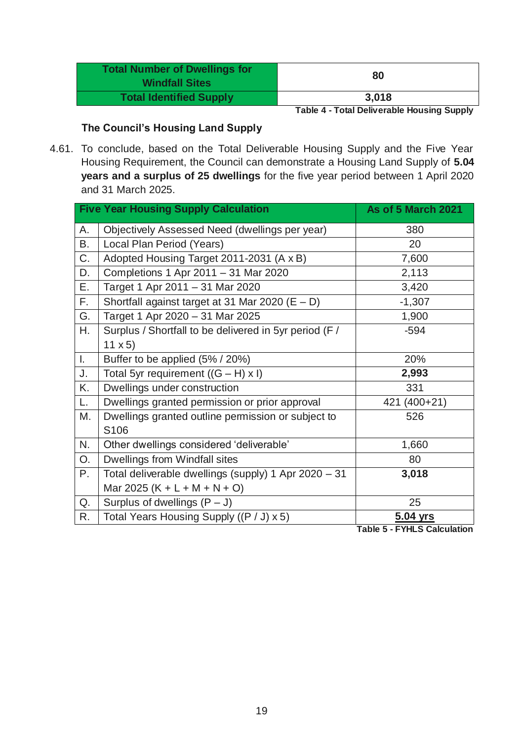| Total Number of Dwellings for Windfall Sites | 80 |
| --- | --- |
| **Total Identified Supply** | **3,018** |

**Table 4 - Total Deliverable Housing Supply**

**The Council's Housing Land Supply**

4.61. To conclude, based on the Total Deliverable Housing Supply and the Five Year Housing Requirement, the Council can demonstrate a Housing Land Supply of **5.04 years and a surplus of 25 dwellings** for the five year period between 1 April 2020 and 31 March 2025.

| Five Year Housing Supply Calculation | | As of 5 March 2021 |
| --- | --- | --- |
| A. | Objectively Assessed Need (dwellings per year) | 380 |
| B. | Local Plan Period (Years) | 20 |
| C. | Adopted Housing Target 2011-2031 (A x B) | 7,600 |
| D. | Completions 1 Apr 2011 – 31 Mar 2020 | 2,113 |
| E. | Target 1 Apr 2011 – 31 Mar 2020 | 3,420 |
| F. | Shortfall against target at 31 Mar 2020 (E – D) | -1,307 |
| G. | Target 1 Apr 2020 – 31 Mar 2025 | 1,900 |
| H. | Surplus / Shortfall to be delivered in 5yr period (F / 11 x 5) | -594 |
| I. | Buffer to be applied (5% / 20%) | 20% |
| J. | Total 5yr requirement ((G – H) x I) | **2,993** |
| K. | Dwellings under construction | 331 |
| L. | Dwellings granted permission or prior approval | 421 (400+21) |
| M. | Dwellings granted outline permission or subject to S106 | 526 |
| N. | Other dwellings considered 'deliverable' | 1,660 |
| O. | Dwellings from Windfall sites | 80 |
| P. | Total deliverable dwellings (supply) 1 Apr 2020 – 31 Mar 2025 (K + L + M + N + O) | **3,018** |
| Q. | Surplus of dwellings (P – J) | 25 |
| R. | Total Years Housing Supply ((P / J) x 5) | **5.04 yrs** |

**Table 5 - FYHLS Calculation**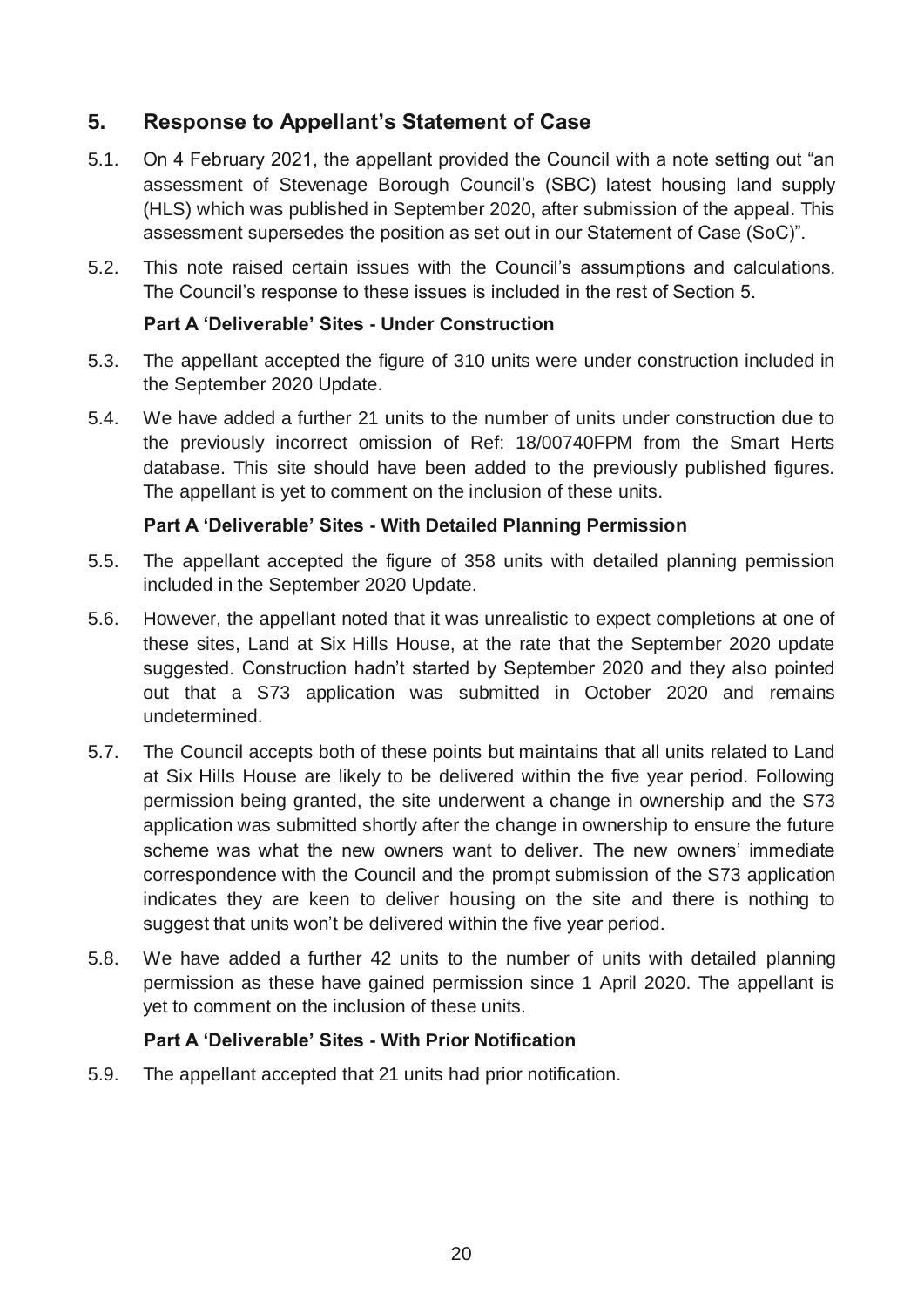## 5. Response to Appellant's Statement of Case

5.1. On 4 February 2021, the appellant provided the Council with a note setting out "an assessment of Stevenage Borough Council's (SBC) latest housing land supply (HLS) which was published in September 2020, after submission of the appeal. This assessment supersedes the position as set out in our Statement of Case (SoC)".

5.2. This note raised certain issues with the Council's assumptions and calculations. The Council's response to these issues is included in the rest of Section 5.

### Part A 'Deliverable' Sites - Under Construction

5.3. The appellant accepted the figure of 310 units were under construction included in the September 2020 Update.

5.4. We have added a further 21 units to the number of units under construction due to the previously incorrect omission of Ref: 18/00740FPM from the Smart Herts database. This site should have been added to the previously published figures. The appellant is yet to comment on the inclusion of these units.

### Part A 'Deliverable' Sites - With Detailed Planning Permission

5.5. The appellant accepted the figure of 358 units with detailed planning permission included in the September 2020 Update.

5.6. However, the appellant noted that it was unrealistic to expect completions at one of these sites, Land at Six Hills House, at the rate that the September 2020 update suggested. Construction hadn't started by September 2020 and they also pointed out that a S73 application was submitted in October 2020 and remains undetermined.

5.7. The Council accepts both of these points but maintains that all units related to Land at Six Hills House are likely to be delivered within the five year period. Following permission being granted, the site underwent a change in ownership and the S73 application was submitted shortly after the change in ownership to ensure the future scheme was what the new owners want to deliver. The new owners' immediate correspondence with the Council and the prompt submission of the S73 application indicates they are keen to deliver housing on the site and there is nothing to suggest that units won't be delivered within the five year period.

5.8. We have added a further 42 units to the number of units with detailed planning permission as these have gained permission since 1 April 2020. The appellant is yet to comment on the inclusion of these units.

### Part A 'Deliverable' Sites - With Prior Notification

5.9. The appellant accepted that 21 units had prior notification.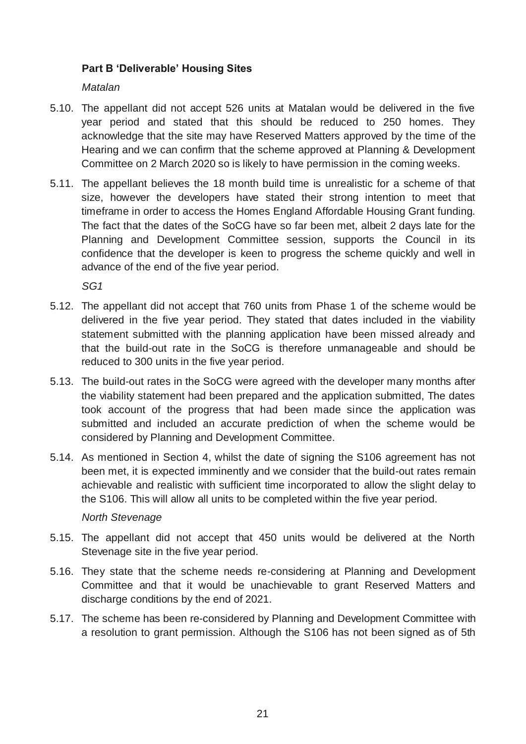### Part B 'Deliverable' Housing Sites

*Matalan*

5.10. The appellant did not accept 526 units at Matalan would be delivered in the five year period and stated that this should be reduced to 250 homes. They acknowledge that the site may have Reserved Matters approved by the time of the Hearing and we can confirm that the scheme approved at Planning & Development Committee on 2 March 2020 so is likely to have permission in the coming weeks.

5.11. The appellant believes the 18 month build time is unrealistic for a scheme of that size, however the developers have stated their strong intention to meet that timeframe in order to access the Homes England Affordable Housing Grant funding. The fact that the dates of the SoCG have so far been met, albeit 2 days late for the Planning and Development Committee session, supports the Council in its confidence that the developer is keen to progress the scheme quickly and well in advance of the end of the five year period.

*SG1*

5.12. The appellant did not accept that 760 units from Phase 1 of the scheme would be delivered in the five year period. They stated that dates included in the viability statement submitted with the planning application have been missed already and that the build-out rate in the SoCG is therefore unmanageable and should be reduced to 300 units in the five year period.

5.13. The build-out rates in the SoCG were agreed with the developer many months after the viability statement had been prepared and the application submitted, The dates took account of the progress that had been made since the application was submitted and included an accurate prediction of when the scheme would be considered by Planning and Development Committee.

5.14. As mentioned in Section 4, whilst the date of signing the S106 agreement has not been met, it is expected imminently and we consider that the build-out rates remain achievable and realistic with sufficient time incorporated to allow the slight delay to the S106. This will allow all units to be completed within the five year period.

*North Stevenage*

5.15. The appellant did not accept that 450 units would be delivered at the North Stevenage site in the five year period.

5.16. They state that the scheme needs re-considering at Planning and Development Committee and that it would be unachievable to grant Reserved Matters and discharge conditions by the end of 2021.

5.17. The scheme has been re-considered by Planning and Development Committee with a resolution to grant permission. Although the S106 has not been signed as of 5th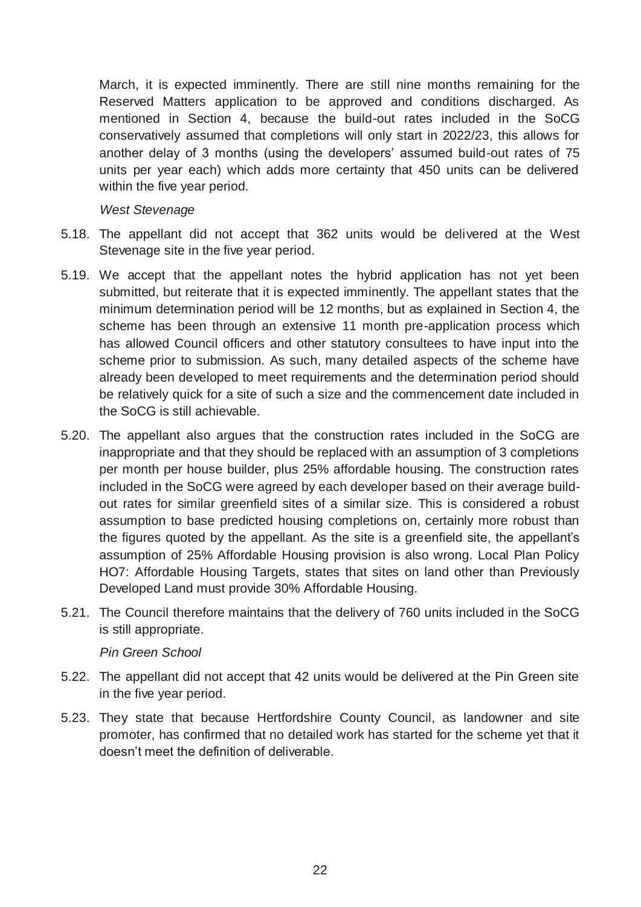March, it is expected imminently. There are still nine months remaining for the Reserved Matters application to be approved and conditions discharged. As mentioned in Section 4, because the build-out rates included in the SoCG conservatively assumed that completions will only start in 2022/23, this allows for another delay of 3 months (using the developers' assumed build-out rates of 75 units per year each) which adds more certainty that 450 units can be delivered within the five year period.

*West Stevenage*

5.18. The appellant did not accept that 362 units would be delivered at the West Stevenage site in the five year period.

5.19. We accept that the appellant notes the hybrid application has not yet been submitted, but reiterate that it is expected imminently. The appellant states that the minimum determination period will be 12 months, but as explained in Section 4, the scheme has been through an extensive 11 month pre-application process which has allowed Council officers and other statutory consultees to have input into the scheme prior to submission. As such, many detailed aspects of the scheme have already been developed to meet requirements and the determination period should be relatively quick for a site of such a size and the commencement date included in the SoCG is still achievable.

5.20. The appellant also argues that the construction rates included in the SoCG are inappropriate and that they should be replaced with an assumption of 3 completions per month per house builder, plus 25% affordable housing. The construction rates included in the SoCG were agreed by each developer based on their average build-out rates for similar greenfield sites of a similar size. This is considered a robust assumption to base predicted housing completions on, certainly more robust than the figures quoted by the appellant. As the site is a greenfield site, the appellant's assumption of 25% Affordable Housing provision is also wrong. Local Plan Policy HO7: Affordable Housing Targets, states that sites on land other than Previously Developed Land must provide 30% Affordable Housing.

5.21. The Council therefore maintains that the delivery of 760 units included in the SoCG is still appropriate.

*Pin Green School*

5.22. The appellant did not accept that 42 units would be delivered at the Pin Green site in the five year period.

5.23. They state that because Hertfordshire County Council, as landowner and site promoter, has confirmed that no detailed work has started for the scheme yet that it doesn't meet the definition of deliverable.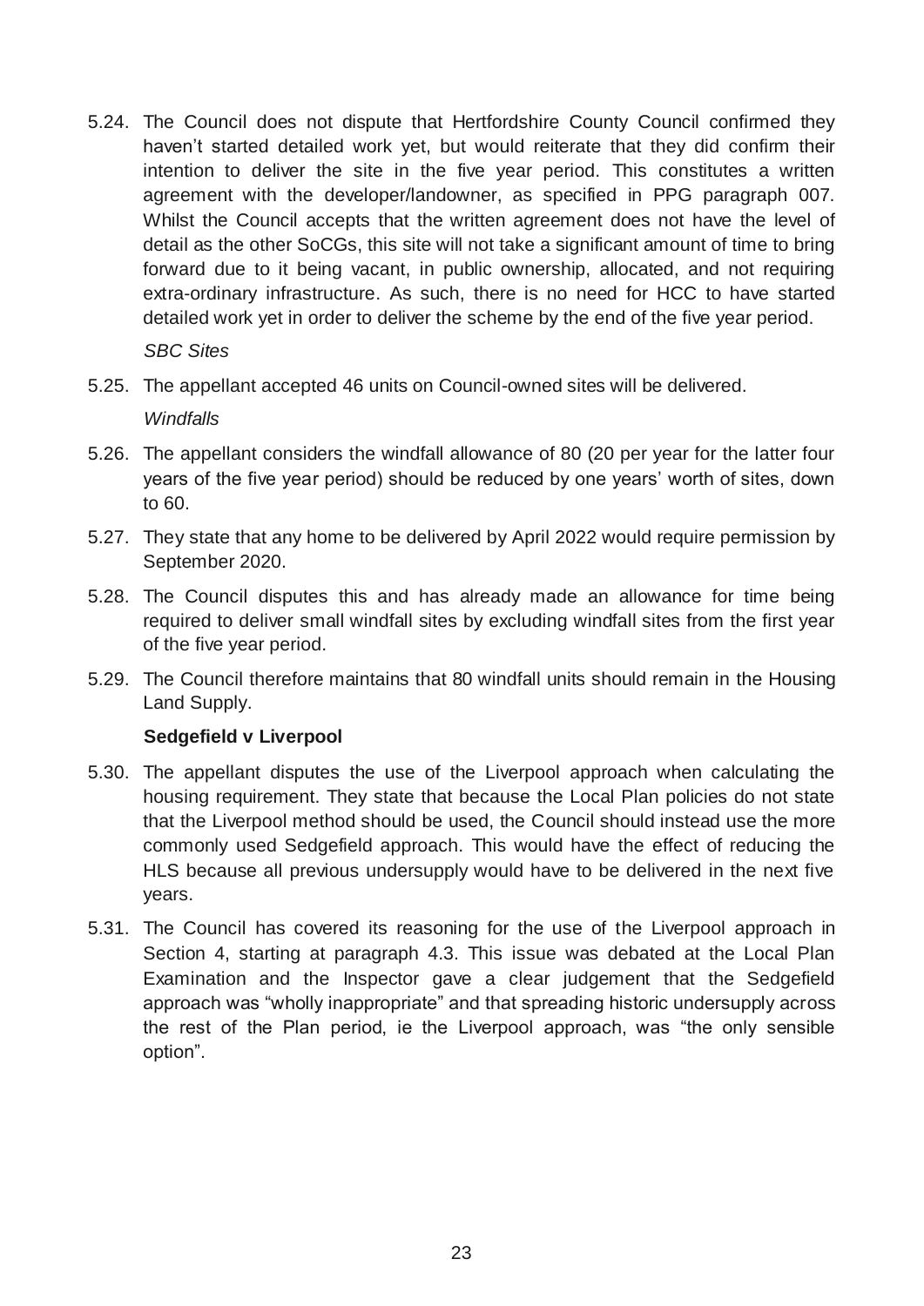5.24. The Council does not dispute that Hertfordshire County Council confirmed they haven't started detailed work yet, but would reiterate that they did confirm their intention to deliver the site in the five year period. This constitutes a written agreement with the developer/landowner, as specified in PPG paragraph 007. Whilst the Council accepts that the written agreement does not have the level of detail as the other SoCGs, this site will not take a significant amount of time to bring forward due to it being vacant, in public ownership, allocated, and not requiring extra-ordinary infrastructure. As such, there is no need for HCC to have started detailed work yet in order to deliver the scheme by the end of the five year period.

*SBC Sites*

5.25. The appellant accepted 46 units on Council-owned sites will be delivered.

*Windfalls*

5.26. The appellant considers the windfall allowance of 80 (20 per year for the latter four years of the five year period) should be reduced by one years' worth of sites, down to 60.

5.27. They state that any home to be delivered by April 2022 would require permission by September 2020.

5.28. The Council disputes this and has already made an allowance for time being required to deliver small windfall sites by excluding windfall sites from the first year of the five year period.

5.29. The Council therefore maintains that 80 windfall units should remain in the Housing Land Supply.

**Sedgefield v Liverpool**

5.30. The appellant disputes the use of the Liverpool approach when calculating the housing requirement. They state that because the Local Plan policies do not state that the Liverpool method should be used, the Council should instead use the more commonly used Sedgefield approach. This would have the effect of reducing the HLS because all previous undersupply would have to be delivered in the next five years.

5.31. The Council has covered its reasoning for the use of the Liverpool approach in Section 4, starting at paragraph 4.3. This issue was debated at the Local Plan Examination and the Inspector gave a clear judgement that the Sedgefield approach was "wholly inappropriate" and that spreading historic undersupply across the rest of the Plan period, ie the Liverpool approach, was "the only sensible option".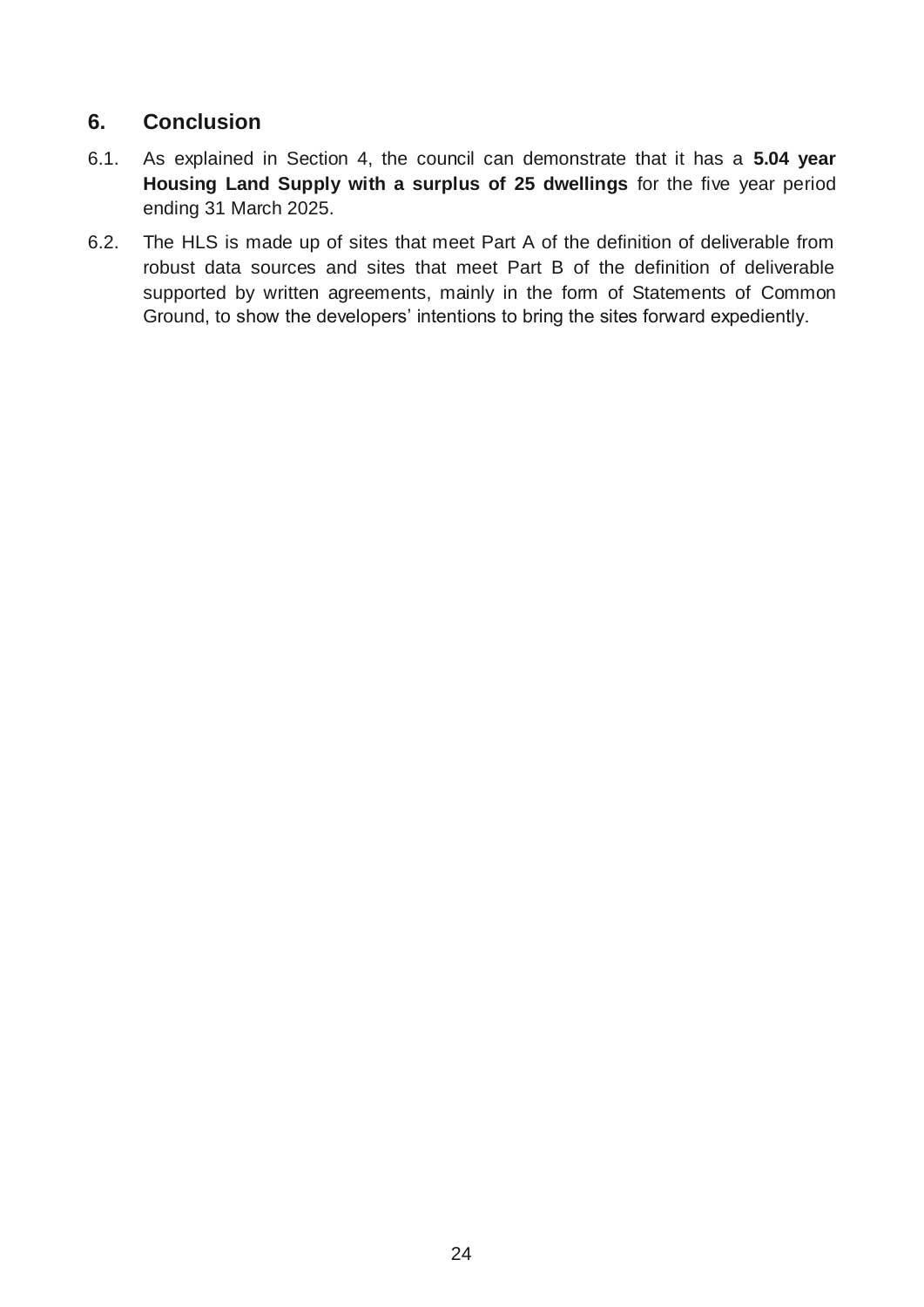## 6. Conclusion

6.1. As explained in Section 4, the council can demonstrate that it has a **5.04 year Housing Land Supply with a surplus of 25 dwellings** for the five year period ending 31 March 2025.

6.2. The HLS is made up of sites that meet Part A of the definition of deliverable from robust data sources and sites that meet Part B of the definition of deliverable supported by written agreements, mainly in the form of Statements of Common Ground, to show the developers' intentions to bring the sites forward expediently.